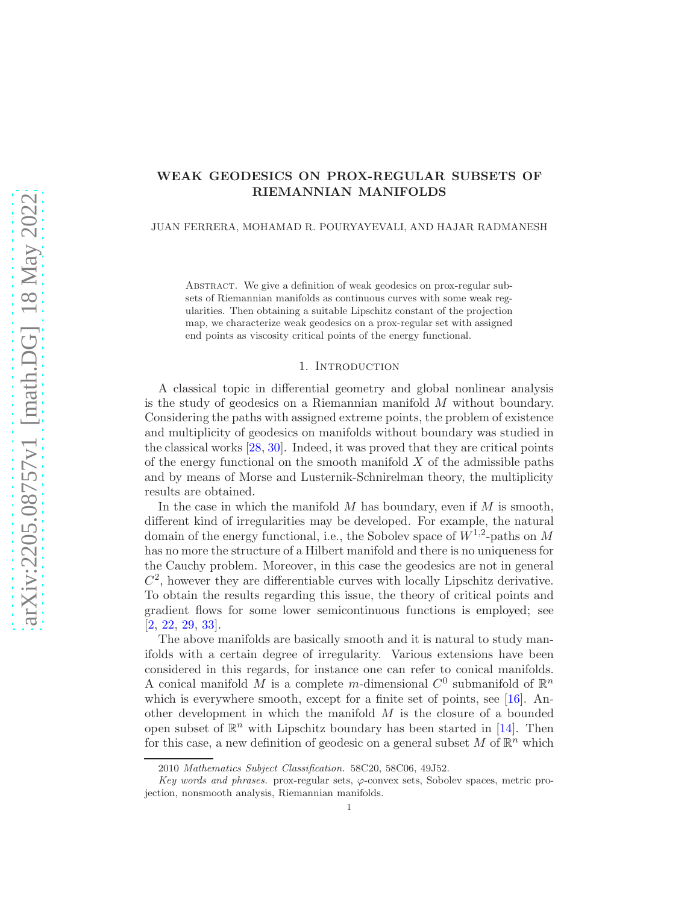# WEAK GEODESICS ON PROX-REGULAR SUBSETS OF RIEMANNIAN MANIFOLDS

JUAN FERRERA, MOHAMAD R. POURYAYEVALI, AND HAJAR RADMANESH

Abstract. We give a definition of weak geodesics on prox-regular subsets of Riemannian manifolds as continuous curves with some weak regularities. Then obtaining a suitable Lipschitz constant of the projection map, we characterize weak geodesics on a prox-regular set with assigned end points as viscosity critical points of the energy functional.

## 1. Introduction

A classical topic in differential geometry and global nonlinear analysis is the study of geodesics on a Riemannian manifold $M$ without boundary. Considering the paths with assigned extreme points, the problem of existence and multiplicity of geodesics on manifolds without boundary was studied in the classical works [28, 30]. Indeed, it was proved that they are critical points of the energy functional on the smooth manifold $X$ of the admissible paths and by means of Morse and Lusternik-Schnirelman theory, the multiplicity results are obtained.

In the case in which the manifold $M$ has boundary, even if $M$ is smooth, different kind of irregularities may be developed. For example, the natural domain of the energy functional, i.e., the Sobolev space of $W^{1,2}$-paths on $M$ has no more the structure of a Hilbert manifold and there is no uniqueness for the Cauchy problem. Moreover, in this case the geodesics are not in general $C^2$, however they are differentiable curves with locally Lipschitz derivative. To obtain the results regarding this issue, the theory of critical points and gradient flows for some lower semicontinuous functions is employed; see [2, 22, 29, 33].

The above manifolds are basically smooth and it is natural to study manifolds with a certain degree of irregularity. Various extensions have been considered in this regards, for instance one can refer to conical manifolds. A conical manifold $M$ is a complete $m$-dimensional $C^0$ submanifold of $\mathbb{R}^n$ which is everywhere smooth, except for a finite set of points, see [16]. Another development in which the manifold $M$ is the closure of a bounded open subset of $\mathbb{R}^n$ with Lipschitz boundary has been started in [14]. Then for this case, a new definition of geodesic on a general subset $M$ of $\mathbb{R}^n$ which

2010 *Mathematics Subject Classification.* 58C20, 58C06, 49J52.

*Key words and phrases.* prox-regular sets, $\varphi$-convex sets, Sobolev spaces, metric projection, nonsmooth analysis, Riemannian manifolds.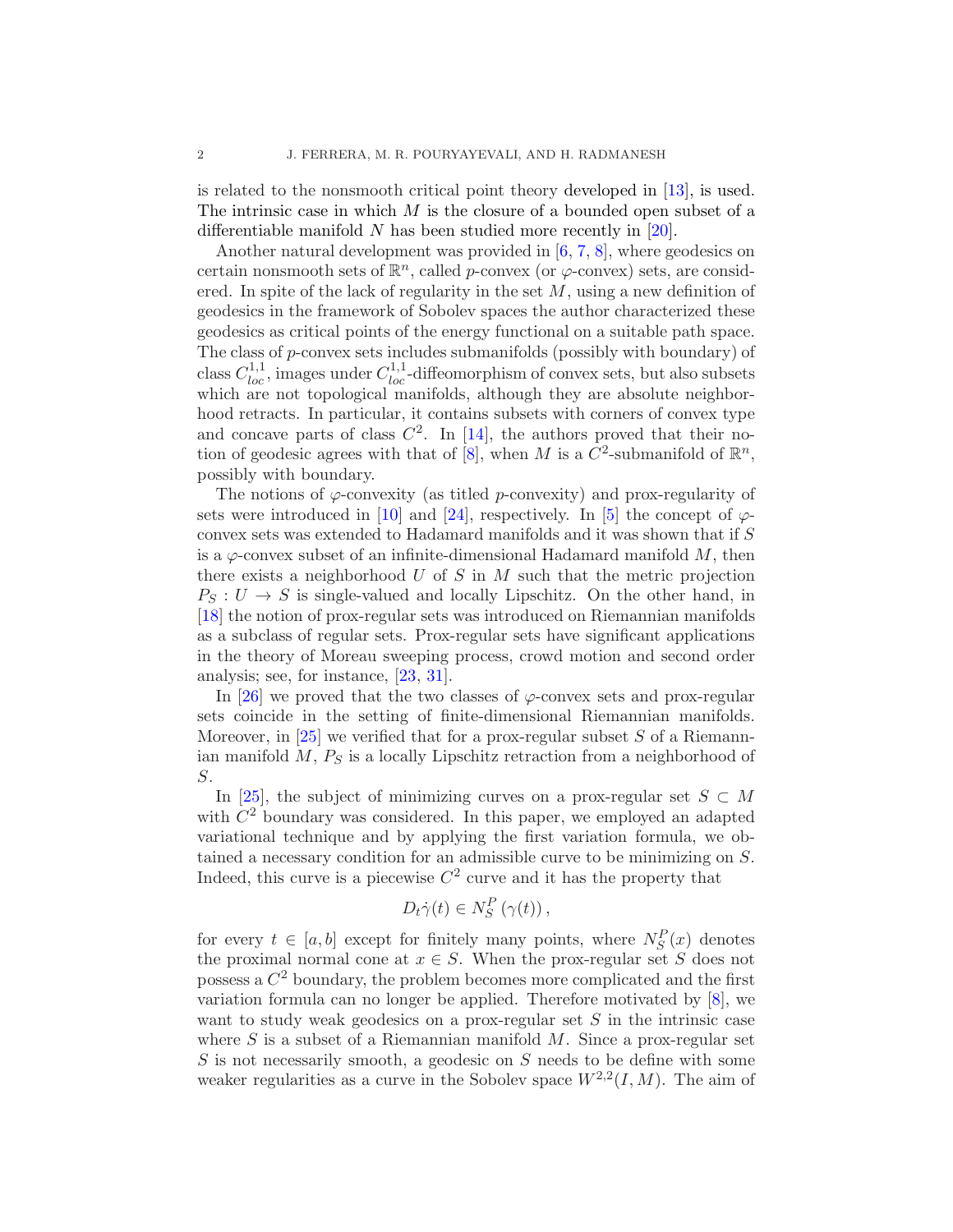is related to the nonsmooth critical point theory developed in [13], is used. The intrinsic case in which $M$ is the closure of a bounded open subset of a differentiable manifold $N$ has been studied more recently in [20].

Another natural development was provided in [6, 7, 8], where geodesics on certain nonsmooth sets of $\mathbb{R}^n$, called $p$-convex (or $\varphi$-convex) sets, are considered. In spite of the lack of regularity in the set $M$, using a new definition of geodesics in the framework of Sobolev spaces the author characterized these geodesics as critical points of the energy functional on a suitable path space. The class of $p$-convex sets includes submanifolds (possibly with boundary) of class $C^{1,1}_{loc}$, images under $C^{1,1}_{loc}$-diffeomorphism of convex sets, but also subsets which are not topological manifolds, although they are absolute neighborhood retracts. In particular, it contains subsets with corners of convex type and concave parts of class $C^2$. In [14], the authors proved that their notion of geodesic agrees with that of [8], when $M$ is a $C^2$-submanifold of $\mathbb{R}^n$, possibly with boundary.

The notions of $\varphi$-convexity (as titled $p$-convexity) and prox-regularity of sets were introduced in [10] and [24], respectively. In [5] the concept of $\varphi$-convex sets was extended to Hadamard manifolds and it was shown that if $S$ is a $\varphi$-convex subset of an infinite-dimensional Hadamard manifold $M$, then there exists a neighborhood $U$ of $S$ in $M$ such that the metric projection $P_S : U \to S$ is single-valued and locally Lipschitz. On the other hand, in [18] the notion of prox-regular sets was introduced on Riemannian manifolds as a subclass of regular sets. Prox-regular sets have significant applications in the theory of Moreau sweeping process, crowd motion and second order analysis; see, for instance, [23, 31].

In [26] we proved that the two classes of $\varphi$-convex sets and prox-regular sets coincide in the setting of finite-dimensional Riemannian manifolds. Moreover, in [25] we verified that for a prox-regular subset $S$ of a Riemannian manifold $M$, $P_S$ is a locally Lipschitz retraction from a neighborhood of $S$.

In [25], the subject of minimizing curves on a prox-regular set $S \subset M$ with $C^2$ boundary was considered. In this paper, we employed an adapted variational technique and by applying the first variation formula, we obtained a necessary condition for an admissible curve to be minimizing on $S$. Indeed, this curve is a piecewise $C^2$ curve and it has the property that

$$D_t\dot{\gamma}(t) \in N^P_S(\gamma(t)),$$

for every $t \in [a, b]$ except for finitely many points, where $N^P_S(x)$ denotes the proximal normal cone at $x \in S$. When the prox-regular set $S$ does not possess a $C^2$ boundary, the problem becomes more complicated and the first variation formula can no longer be applied. Therefore motivated by [8], we want to study weak geodesics on a prox-regular set $S$ in the intrinsic case where $S$ is a subset of a Riemannian manifold $M$. Since a prox-regular set $S$ is not necessarily smooth, a geodesic on $S$ needs to be define with some weaker regularities as a curve in the Sobolev space $W^{2,2}(I, M)$. The aim of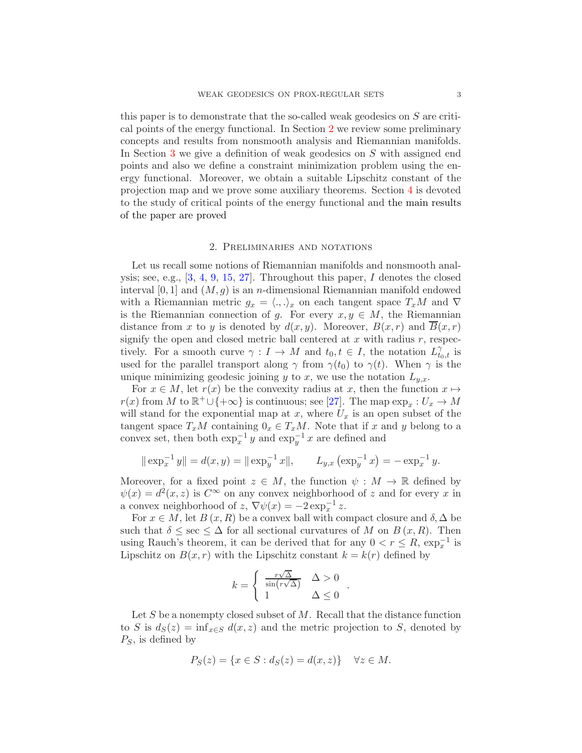this paper is to demonstrate that the so-called weak geodesics on $S$ are critical points of the energy functional. In Section 2 we review some preliminary concepts and results from nonsmooth analysis and Riemannian manifolds. In Section 3 we give a definition of weak geodesics on $S$ with assigned end points and also we define a constraint minimization problem using the energy functional. Moreover, we obtain a suitable Lipschitz constant of the projection map and we prove some auxiliary theorems. Section 4 is devoted to the study of critical points of the energy functional and the main results of the paper are proved

## 2. Preliminaries and notations

Let us recall some notions of Riemannian manifolds and nonsmooth analysis; see, e.g., [3, 4, 9, 15, 27]. Throughout this paper, $I$ denotes the closed interval $[0, 1]$ and $(M, g)$ is an $n$-dimensional Riemannian manifold endowed with a Riemannian metric $g_x = \langle ., . \rangle_x$ on each tangent space $T_xM$ and $\nabla$ is the Riemannian connection of $g$. For every $x, y \in M$, the Riemannian distance from $x$ to $y$ is denoted by $d(x, y)$. Moreover, $B(x, r)$ and $\overline{B}(x, r)$ signify the open and closed metric ball centered at $x$ with radius $r$, respectively. For a smooth curve $\gamma : I \to M$ and $t_0, t \in I$, the notation $L^{\gamma}_{t_0,t}$ is used for the parallel transport along $\gamma$ from $\gamma(t_0)$ to $\gamma(t)$. When $\gamma$ is the unique minimizing geodesic joining $y$ to $x$, we use the notation $L_{y,x}$.

For $x \in M$, let $r(x)$ be the convexity radius at $x$, then the function $x \mapsto r(x)$ from $M$ to $\mathbb{R}^+ \cup \{+\infty\}$ is continuous; see [27]. The map $\exp_x : U_x \to M$ will stand for the exponential map at $x$, where $U_x$ is an open subset of the tangent space $T_xM$ containing $0_x \in T_xM$. Note that if $x$ and $y$ belong to a convex set, then both $\exp_x^{-1} y$ and $\exp_y^{-1} x$ are defined and

$$\| \exp_x^{-1} y\| = d(x, y) = \| \exp_y^{-1} x\|, \qquad L_{y,x}\left(\exp_y^{-1} x\right) = -\exp_x^{-1} y.$$

Moreover, for a fixed point $z \in M$, the function $\psi : M \to \mathbb{R}$ defined by $\psi(x) = d^2(x, z)$ is $C^\infty$ on any convex neighborhood of $z$ and for every $x$ in a convex neighborhood of $z$, $\nabla\psi(x) = -2 \exp_x^{-1} z$.

For $x \in M$, let $B(x, R)$ be a convex ball with compact closure and $\delta, \Delta$ be such that $\delta \leq \sec \leq \Delta$ for all sectional curvatures of $M$ on $B(x, R)$. Then using Rauch's theorem, it can be derived that for any $0 < r \leq R$, $\exp_x^{-1}$ is Lipschitz on $B(x, r)$ with the Lipschitz constant $k = k(r)$ defined by

$$k = \begin{cases} \frac{r\sqrt{\Delta}}{\sin\left(r\sqrt{\Delta}\right)} & \Delta > 0 \\ 1 & \Delta \leq 0 \end{cases}.$$

Let $S$ be a nonempty closed subset of $M$. Recall that the distance function to $S$ is $d_S(z) = \inf_{x\in S} d(x, z)$ and the metric projection to $S$, denoted by $P_S$, is defined by

$$P_S(z) = \{x \in S : d_S(z) = d(x, z)\} \quad \forall z \in M.$$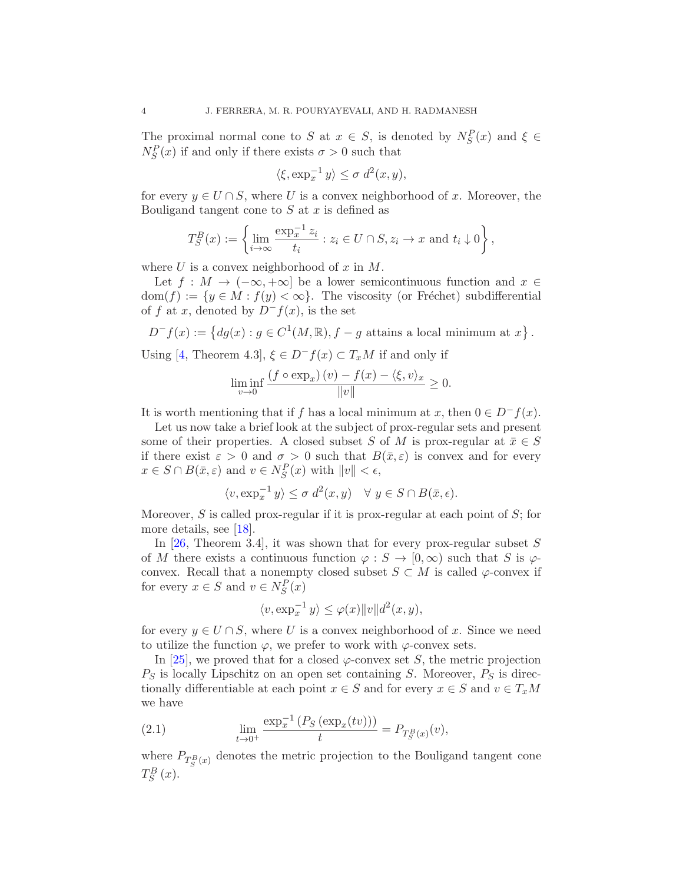The proximal normal cone to $S$ at $x \in S$, is denoted by $N_S^P(x)$ and $\xi \in N_S^P(x)$ if and only if there exists $\sigma > 0$ such that

$$\langle \xi, \exp_x^{-1} y \rangle \leq \sigma \, d^2(x, y),$$

for every $y \in U \cap S$, where $U$ is a convex neighborhood of $x$. Moreover, the Bouligand tangent cone to $S$ at $x$ is defined as

$$T_S^B(x) := \left\{ \lim_{i \to \infty} \frac{\exp_x^{-1} z_i}{t_i} : z_i \in U \cap S, z_i \to x \text{ and } t_i \downarrow 0 \right\},$$

where $U$ is a convex neighborhood of $x$ in $M$.

Let $f : M \to (-\infty, +\infty]$ be a lower semicontinuous function and $x \in \text{dom}(f) := \{y \in M : f(y) < \infty\}$. The viscosity (or Fréchet) subdifferential of $f$ at $x$, denoted by $D^- f(x)$, is the set

$$D^- f(x) := \left\{ dg(x) : g \in C^1(M, \mathbb{R}), f - g \text{ attains a local minimum at } x \right\}.$$

Using [4, Theorem 4.3], $\xi \in D^- f(x) \subset T_x M$ if and only if

$$\liminf_{v \to 0} \frac{(f \circ \exp_x)(v) - f(x) - \langle \xi, v \rangle_x}{\|v\|} \geq 0.$$

It is worth mentioning that if $f$ has a local minimum at $x$, then $0 \in D^- f(x)$.

Let us now take a brief look at the subject of prox-regular sets and present some of their properties. A closed subset $S$ of $M$ is prox-regular at $\bar{x} \in S$ if there exist $\varepsilon > 0$ and $\sigma > 0$ such that $B(\bar{x}, \varepsilon)$ is convex and for every $x \in S \cap B(\bar{x}, \varepsilon)$ and $v \in N_S^P(x)$ with $\|v\| < \epsilon$,

$$\langle v, \exp_x^{-1} y \rangle \leq \sigma \, d^2(x, y) \quad \forall \, y \in S \cap B(\bar{x}, \epsilon).$$

Moreover, $S$ is called prox-regular if it is prox-regular at each point of $S$; for more details, see [18].

In [26, Theorem 3.4], it was shown that for every prox-regular subset $S$ of $M$ there exists a continuous function $\varphi : S \to [0, \infty)$ such that $S$ is $\varphi$-convex. Recall that a nonempty closed subset $S \subset M$ is called $\varphi$-convex if for every $x \in S$ and $v \in N_S^P(x)$

$$\langle v, \exp_x^{-1} y \rangle \leq \varphi(x) \|v\| d^2(x, y),$$

for every $y \in U \cap S$, where $U$ is a convex neighborhood of $x$. Since we need to utilize the function $\varphi$, we prefer to work with $\varphi$-convex sets.

In [25], we proved that for a closed $\varphi$-convex set $S$, the metric projection $P_S$ is locally Lipschitz on an open set containing $S$. Moreover, $P_S$ is directionally differentiable at each point $x \in S$ and for every $x \in S$ and $v \in T_x M$ we have

$$\lim_{t \to 0^+} \frac{\exp_x^{-1} \left( P_S \left( \exp_x(tv) \right) \right)}{t} = P_{T_S^B(x)}(v), \tag{2.1}$$

where $P_{T_S^B(x)}$ denotes the metric projection to the Bouligand tangent cone $T_S^B(x)$.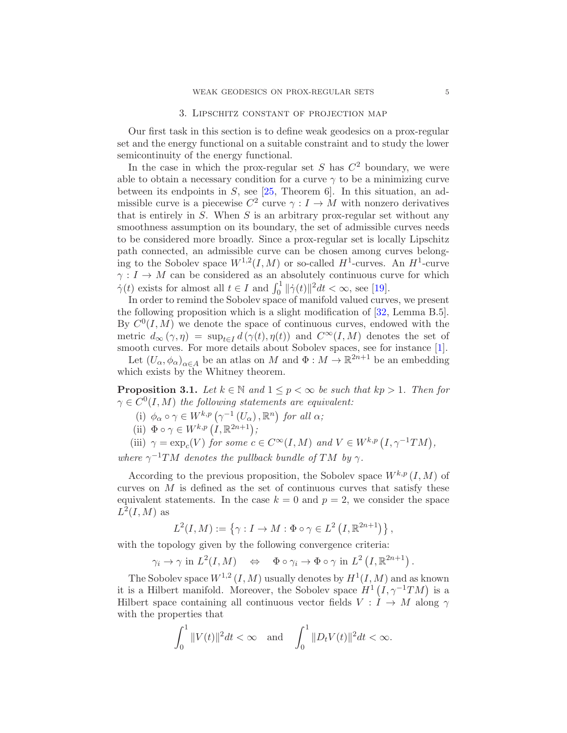## 3. Lipschitz constant of projection map

Our first task in this section is to define weak geodesics on a prox-regular set and the energy functional on a suitable constraint and to study the lower semicontinuity of the energy functional.

In the case in which the prox-regular set $S$ has $C^2$ boundary, we were able to obtain a necessary condition for a curve $\gamma$ to be a minimizing curve between its endpoints in $S$, see [25, Theorem 6]. In this situation, an admissible curve is a piecewise $C^2$ curve $\gamma : I \to M$ with nonzero derivatives that is entirely in $S$. When $S$ is an arbitrary prox-regular set without any smoothness assumption on its boundary, the set of admissible curves needs to be considered more broadly. Since a prox-regular set is locally Lipschitz path connected, an admissible curve can be chosen among curves belonging to the Sobolev space $W^{1,2}(I, M)$ or so-called $H^1$-curves. An $H^1$-curve $\gamma : I \to M$ can be considered as an absolutely continuous curve for which $\dot{\gamma}(t)$ exists for almost all $t \in I$ and $\int_0^1 \|\dot{\gamma}(t)\|^2 dt < \infty$, see [19].

In order to remind the Sobolev space of manifold valued curves, we present the following proposition which is a slight modification of [32, Lemma B.5]. By $C^0(I, M)$ we denote the space of continuous curves, endowed with the metric $d_\infty(\gamma, \eta) = \sup_{t \in I} d(\gamma(t), \eta(t))$ and $C^\infty(I, M)$ denotes the set of smooth curves. For more details about Sobolev spaces, see for instance [1].

Let $(U_\alpha, \phi_\alpha)_{\alpha \in A}$ be an atlas on $M$ and $\Phi : M \to \mathbb{R}^{2n+1}$ be an embedding which exists by the Whitney theorem.

**Proposition 3.1.** *Let $k \in \mathbb{N}$ and $1 \le p < \infty$ be such that $kp > 1$. Then for $\gamma \in C^0(I, M)$ the following statements are equivalent:*

(i) $\phi_\alpha \circ \gamma \in W^{k,p}\left(\gamma^{-1}(U_\alpha), \mathbb{R}^n\right)$ *for all* $\alpha$*;*

(ii) $\Phi \circ \gamma \in W^{k,p}\left(I, \mathbb{R}^{2n+1}\right)$*;*

(iii) $\gamma = \exp_c(V)$ *for some* $c \in C^\infty(I, M)$ *and* $V \in W^{k,p}\left(I, \gamma^{-1}TM\right)$*,*

*where $\gamma^{-1}TM$ denotes the pullback bundle of $TM$ by $\gamma$.*

According to the previous proposition, the Sobolev space $W^{k,p}(I, M)$ of curves on $M$ is defined as the set of continuous curves that satisfy these equivalent statements. In the case $k = 0$ and $p = 2$, we consider the space $L^2(I, M)$ as

$$L^2(I, M) := \left\{\gamma : I \to M : \Phi \circ \gamma \in L^2\left(I, \mathbb{R}^{2n+1}\right)\right\},$$

with the topology given by the following convergence criteria:

$$\gamma_i \to \gamma \text{ in } L^2(I, M) \quad \Leftrightarrow \quad \Phi \circ \gamma_i \to \Phi \circ \gamma \text{ in } L^2\left(I, \mathbb{R}^{2n+1}\right).$$

The Sobolev space $W^{1,2}(I, M)$ usually denotes by $H^1(I, M)$ and as known it is a Hilbert manifold. Moreover, the Sobolev space $H^1\left(I, \gamma^{-1}TM\right)$ is a Hilbert space containing all continuous vector fields $V : I \to M$ along $\gamma$ with the properties that

$$\int_0^1 \|V(t)\|^2 dt < \infty \quad \text{and} \quad \int_0^1 \|D_t V(t)\|^2 dt < \infty.$$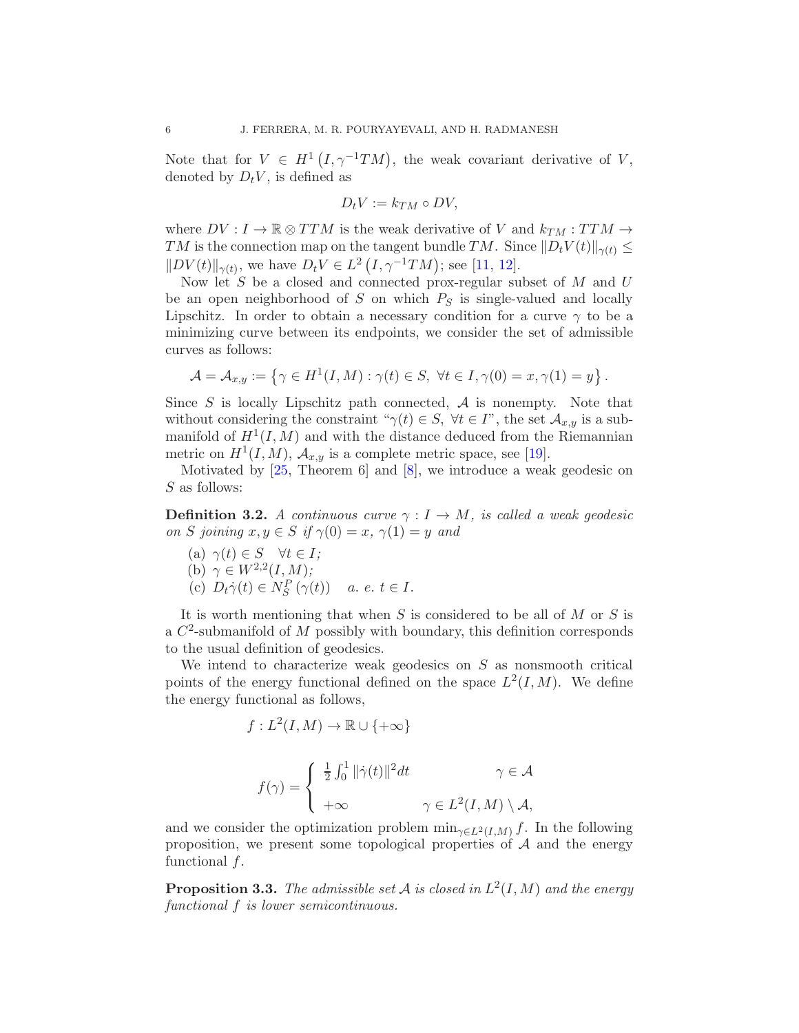Note that for $V \in H^1(I, \gamma^{-1}TM)$, the weak covariant derivative of $V$, denoted by $D_tV$, is defined as

$$D_tV := k_{TM} \circ DV,$$

where $DV : I \to \mathbb{R} \otimes TTM$ is the weak derivative of $V$ and $k_{TM} : TTM \to TM$ is the connection map on the tangent bundle $TM$. Since $\|D_tV(t)\|_{\gamma(t)} \leq \|DV(t)\|_{\gamma(t)}$, we have $D_tV \in L^2(I, \gamma^{-1}TM)$; see [11, 12].

Now let $S$ be a closed and connected prox-regular subset of $M$ and $U$ be an open neighborhood of $S$ on which $P_S$ is single-valued and locally Lipschitz. In order to obtain a necessary condition for a curve $\gamma$ to be a minimizing curve between its endpoints, we consider the set of admissible curves as follows:

$$\mathcal{A} = \mathcal{A}_{x,y} := \left\{ \gamma \in H^1(I, M) : \gamma(t) \in S,\ \forall t \in I, \gamma(0) = x, \gamma(1) = y \right\}.$$

Since $S$ is locally Lipschitz path connected, $\mathcal{A}$ is nonempty. Note that without considering the constraint "$\gamma(t) \in S,\ \forall t \in I$", the set $\mathcal{A}_{x,y}$ is a submanifold of $H^1(I, M)$ and with the distance deduced from the Riemannian metric on $H^1(I, M)$, $\mathcal{A}_{x,y}$ is a complete metric space, see [19].

Motivated by [25, Theorem 6] and [8], we introduce a weak geodesic on $S$ as follows:

**Definition 3.2.** *A continuous curve $\gamma : I \to M$, is called a weak geodesic on $S$ joining $x, y \in S$ if $\gamma(0) = x$, $\gamma(1) = y$ and*

- (a) $\gamma(t) \in S \quad \forall t \in I$;
- (b) $\gamma \in W^{2,2}(I, M)$;
- (c) $D_t\dot{\gamma}(t) \in N_S^P(\gamma(t)) \quad$ *a. e.* $t \in I$.

It is worth mentioning that when $S$ is considered to be all of $M$ or $S$ is a $C^2$-submanifold of $M$ possibly with boundary, this definition corresponds to the usual definition of geodesics.

We intend to characterize weak geodesics on $S$ as nonsmooth critical points of the energy functional defined on the space $L^2(I, M)$. We define the energy functional as follows,

$$f : L^2(I, M) \to \mathbb{R} \cup \{+\infty\}$$

$$f(\gamma) = \begin{cases} \frac{1}{2}\int_0^1 \|\dot{\gamma}(t)\|^2 dt & \gamma \in \mathcal{A} \\ +\infty & \gamma \in L^2(I, M) \setminus \mathcal{A}, \end{cases}$$

and we consider the optimization problem $\min_{\gamma \in L^2(I,M)} f$. In the following proposition, we present some topological properties of $\mathcal{A}$ and the energy functional $f$.

**Proposition 3.3.** *The admissible set $\mathcal{A}$ is closed in $L^2(I, M)$ and the energy functional $f$ is lower semicontinuous.*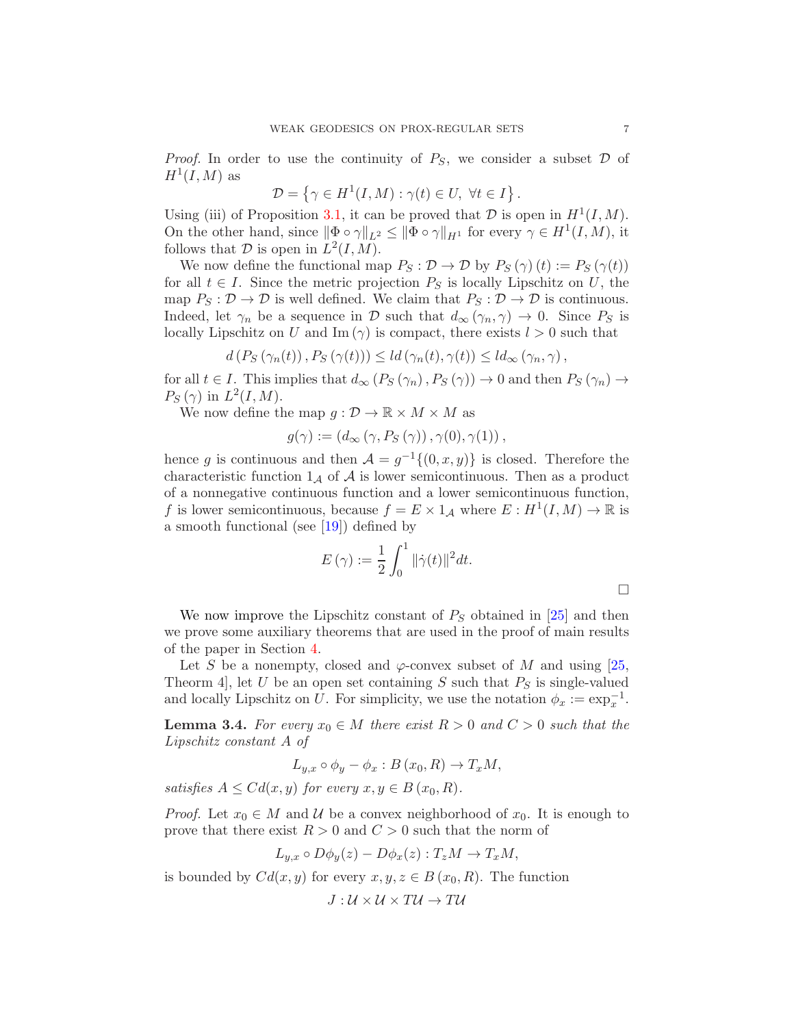*Proof.* In order to use the continuity of $P_S$, we consider a subset $\mathcal{D}$ of $H^1(I,M)$ as

$$\mathcal{D} = \left\{ \gamma \in H^1(I,M) : \gamma(t) \in U, \ \forall t \in I \right\}.$$

Using (iii) of Proposition 3.1, it can be proved that $\mathcal{D}$ is open in $H^1(I,M)$. On the other hand, since $\|\Phi \circ \gamma\|_{L^2} \leq \|\Phi \circ \gamma\|_{H^1}$ for every $\gamma \in H^1(I,M)$, it follows that $\mathcal{D}$ is open in $L^2(I,M)$.

We now define the functional map $P_S : \mathcal{D} \to \mathcal{D}$ by $P_S(\gamma)(t) := P_S(\gamma(t))$ for all $t \in I$. Since the metric projection $P_S$ is locally Lipschitz on $U$, the map $P_S : \mathcal{D} \to \mathcal{D}$ is well defined. We claim that $P_S : \mathcal{D} \to \mathcal{D}$ is continuous. Indeed, let $\gamma_n$ be a sequence in $\mathcal{D}$ such that $d_\infty(\gamma_n, \gamma) \to 0$. Since $P_S$ is locally Lipschitz on $U$ and $\mathrm{Im}(\gamma)$ is compact, there exists $l > 0$ such that

$$d\left(P_S(\gamma_n(t)), P_S(\gamma(t))\right) \leq l d(\gamma_n(t), \gamma(t)) \leq l d_\infty(\gamma_n, \gamma),$$

for all $t \in I$. This implies that $d_\infty(P_S(\gamma_n), P_S(\gamma)) \to 0$ and then $P_S(\gamma_n) \to P_S(\gamma)$ in $L^2(I,M)$.

We now define the map $g : \mathcal{D} \to \mathbb{R} \times M \times M$ as

$$g(\gamma) := \left(d_\infty(\gamma, P_S(\gamma)), \gamma(0), \gamma(1)\right),$$

hence $g$ is continuous and then $\mathcal{A} = g^{-1}\{(0,x,y)\}$ is closed. Therefore the characteristic function $1_{\mathcal{A}}$ of $\mathcal{A}$ is lower semicontinuous. Then as a product of a nonnegative continuous function and a lower semicontinuous function, $f$ is lower semicontinuous, because $f = E \times 1_{\mathcal{A}}$ where $E : H^1(I,M) \to \mathbb{R}$ is a smooth functional (see [19]) defined by

$$E(\gamma) := \frac{1}{2} \int_0^1 \|\dot{\gamma}(t)\|^2 dt.$$

□

We now improve the Lipschitz constant of $P_S$ obtained in [25] and then we prove some auxiliary theorems that are used in the proof of main results of the paper in Section 4.

Let $S$ be a nonempty, closed and $\varphi$-convex subset of $M$ and using [25, Theorm 4], let $U$ be an open set containing $S$ such that $P_S$ is single-valued and locally Lipschitz on $U$. For simplicity, we use the notation $\phi_x := \exp_x^{-1}$.

**Lemma 3.4.** *For every $x_0 \in M$ there exist $R > 0$ and $C > 0$ such that the Lipschitz constant $A$ of*

$$L_{y,x} \circ \phi_y - \phi_x : B(x_0, R) \to T_x M,$$

*satisfies $A \leq C d(x,y)$ for every $x, y \in B(x_0, R)$.*

*Proof.* Let $x_0 \in M$ and $\mathcal{U}$ be a convex neighborhood of $x_0$. It is enough to prove that there exist $R > 0$ and $C > 0$ such that the norm of

$$L_{y,x} \circ D\phi_y(z) - D\phi_x(z) : T_z M \to T_x M,$$

is bounded by $C d(x,y)$ for every $x, y, z \in B(x_0, R)$. The function

$$J : \mathcal{U} \times \mathcal{U} \times T\mathcal{U} \to T\mathcal{U}$$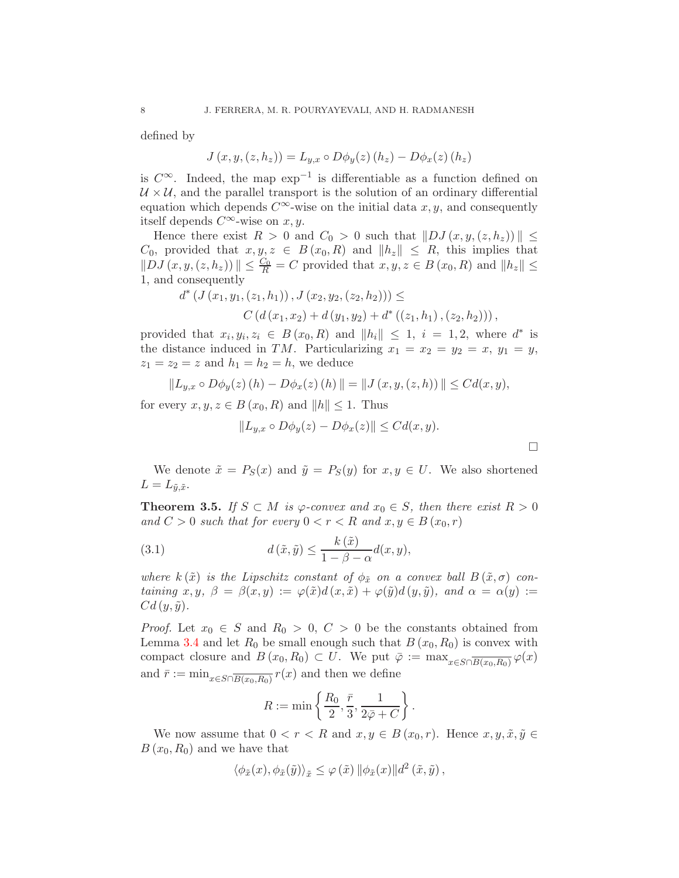defined by

$$J(x, y, (z, h_z)) = L_{y,x} \circ D\phi_y(z)(h_z) - D\phi_x(z)(h_z)$$

is $C^\infty$. Indeed, the map $\exp^{-1}$ is differentiable as a function defined on $\mathcal{U} \times \mathcal{U}$, and the parallel transport is the solution of an ordinary differential equation which depends $C^\infty$-wise on the initial data $x, y$, and consequently itself depends $C^\infty$-wise on $x, y$.

Hence there exist $R > 0$ and $C_0 > 0$ such that $\|DJ(x, y, (z, h_z))\| \leq C_0$, provided that $x, y, z \in B(x_0, R)$ and $\|h_z\| \leq R$, this implies that $\|DJ(x, y, (z, h_z))\| \leq \frac{C_0}{R} = C$ provided that $x, y, z \in B(x_0, R)$ and $\|h_z\| \leq 1$, and consequently

$$\begin{aligned} d^*(J(x_1, y_1, (z_1, h_1)), J(x_2, y_2, (z_2, h_2))) &\leq \\ C(d(x_1, x_2) + d(y_1, y_2) &+ d^*((z_1, h_1), (z_2, h_2))), \end{aligned}$$

provided that $x_i, y_i, z_i \in B(x_0, R)$ and $\|h_i\| \leq 1$, $i = 1, 2$, where $d^*$ is the distance induced in $TM$. Particularizing $x_1 = x_2 = y_2 = x$, $y_1 = y$, $z_1 = z_2 = z$ and $h_1 = h_2 = h$, we deduce

$$\|L_{y,x} \circ D\phi_y(z)(h) - D\phi_x(z)(h)\| = \|J(x, y, (z, h))\| \leq Cd(x, y),$$

for every $x, y, z \in B(x_0, R)$ and $\|h\| \leq 1$. Thus

$$\|L_{y,x} \circ D\phi_y(z) - D\phi_x(z)\| \leq Cd(x, y).$$

□

We denote $\tilde{x} = P_S(x)$ and $\tilde{y} = P_S(y)$ for $x, y \in U$. We also shortened $L = L_{\tilde{y},\tilde{x}}$.

**Theorem 3.5.** *If $S \subset M$ is $\varphi$-convex and $x_0 \in S$, then there exist $R > 0$ and $C > 0$ such that for every $0 < r < R$ and $x, y \in B(x_0, r)$*

$$d(\tilde{x}, \tilde{y}) \leq \frac{k(\tilde{x})}{1 - \beta - \alpha} d(x, y), \tag{3.1}$$

*where $k(\tilde{x})$ is the Lipschitz constant of $\phi_{\tilde{x}}$ on a convex ball $B(\tilde{x}, \sigma)$ containing $x, y$, $\beta = \beta(x, y) := \varphi(\tilde{x})d(x, \tilde{x}) + \varphi(\tilde{y})d(y, \tilde{y})$, and $\alpha = \alpha(y) := Cd(y, \tilde{y})$.*

*Proof.* Let $x_0 \in S$ and $R_0 > 0$, $C > 0$ be the constants obtained from Lemma 3.4 and let $R_0$ be small enough such that $B(x_0, R_0)$ is convex with compact closure and $B(x_0, R_0) \subset U$. We put $\bar{\varphi} := \max_{x \in S \cap \overline{B(x_0, R_0)}} \varphi(x)$ and $\bar{r} := \min_{x \in S \cap \overline{B(x_0, R_0)}} r(x)$ and then we define

$$R := \min\left\{\frac{R_0}{2}, \frac{\bar{r}}{3}, \frac{1}{2\bar{\varphi} + C}\right\}.$$

We now assume that $0 < r < R$ and $x, y \in B(x_0, r)$. Hence $x, y, \tilde{x}, \tilde{y} \in B(x_0, R_0)$ and we have that

$$\langle \phi_{\tilde{x}}(x), \phi_{\tilde{x}}(\tilde{y}) \rangle_{\tilde{x}} \leq \varphi(\tilde{x}) \|\phi_{\tilde{x}}(x)\| d^2(\tilde{x}, \tilde{y}),$$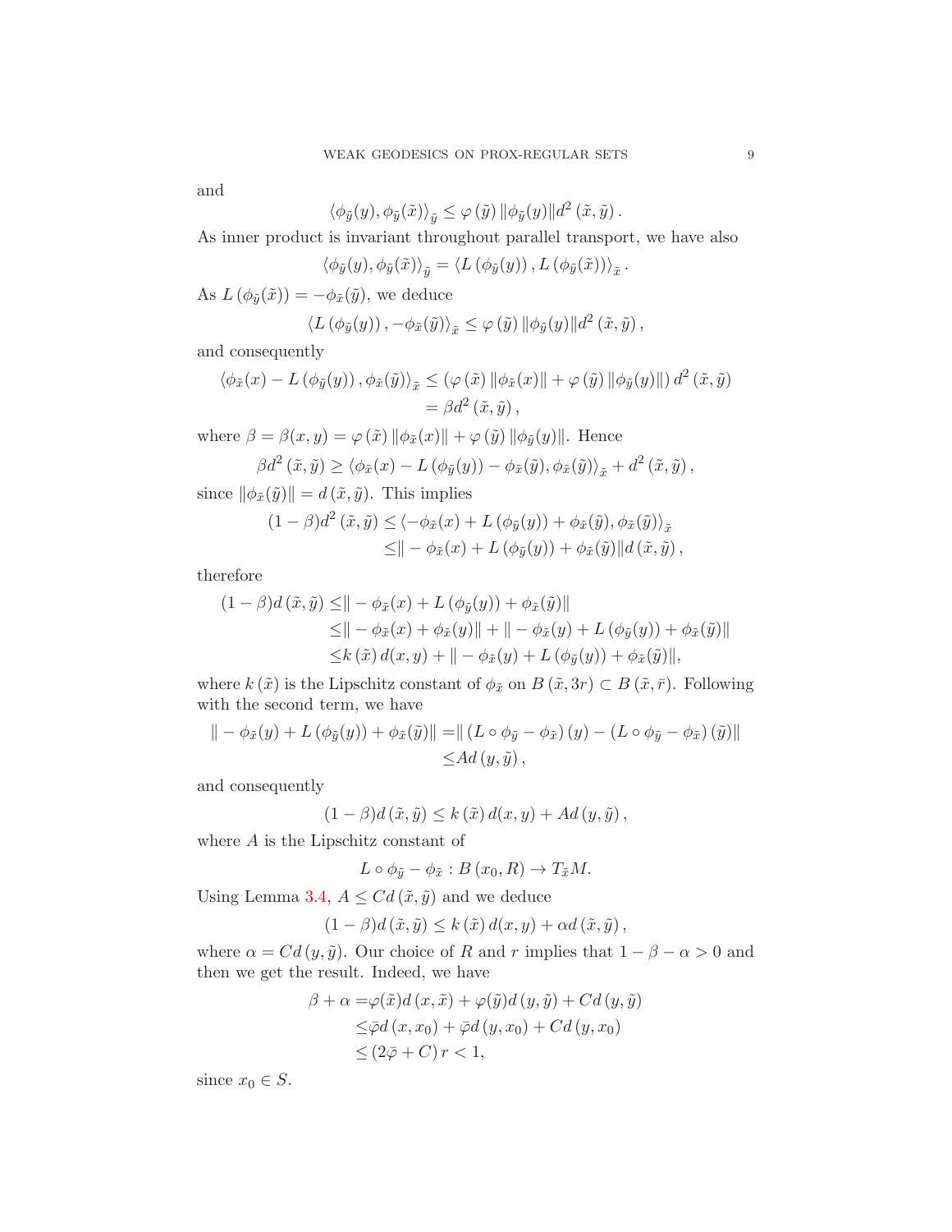and

$$\langle \phi_{\tilde{y}}(y), \phi_{\tilde{y}}(\tilde{x}) \rangle_{\tilde{y}} \leq \varphi(\tilde{y}) \|\phi_{\tilde{y}}(y)\| d^2(\tilde{x}, \tilde{y}).$$

As inner product is invariant throughout parallel transport, we have also

$$\langle \phi_{\tilde{y}}(y), \phi_{\tilde{y}}(\tilde{x}) \rangle_{\tilde{y}} = \langle L(\phi_{\tilde{y}}(y)), L(\phi_{\tilde{y}}(\tilde{x})) \rangle_{\tilde{x}}.$$

As $L(\phi_{\tilde{y}}(\tilde{x})) = -\phi_{\tilde{x}}(\tilde{y})$, we deduce

$$\langle L(\phi_{\tilde{y}}(y)), -\phi_{\tilde{x}}(\tilde{y}) \rangle_{\tilde{x}} \leq \varphi(\tilde{y}) \|\phi_{\tilde{y}}(y)\| d^2(\tilde{x}, \tilde{y}),$$

and consequently

$$\begin{aligned}
\langle \phi_{\tilde{x}}(x) - L(\phi_{\tilde{y}}(y)), \phi_{\tilde{x}}(\tilde{y}) \rangle_{\tilde{x}} &\leq (\varphi(\tilde{x}) \|\phi_{\tilde{x}}(x)\| + \varphi(\tilde{y}) \|\phi_{\tilde{y}}(y)\|) d^2(\tilde{x}, \tilde{y}) \\
&= \beta d^2(\tilde{x}, \tilde{y}),
\end{aligned}$$

where $\beta = \beta(x, y) = \varphi(\tilde{x}) \|\phi_{\tilde{x}}(x)\| + \varphi(\tilde{y}) \|\phi_{\tilde{y}}(y)\|$. Hence

$$\beta d^2(\tilde{x}, \tilde{y}) \geq \langle \phi_{\tilde{x}}(x) - L(\phi_{\tilde{y}}(y)) - \phi_{\tilde{x}}(\tilde{y}), \phi_{\tilde{x}}(\tilde{y}) \rangle_{\tilde{x}} + d^2(\tilde{x}, \tilde{y}),$$

since $\|\phi_{\tilde{x}}(\tilde{y})\| = d(\tilde{x}, \tilde{y})$. This implies

$$\begin{aligned}
(1-\beta) d^2(\tilde{x}, \tilde{y}) &\leq \langle -\phi_{\tilde{x}}(x) + L(\phi_{\tilde{y}}(y)) + \phi_{\tilde{x}}(\tilde{y}), \phi_{\tilde{x}}(\tilde{y}) \rangle_{\tilde{x}} \\
&\leq \| - \phi_{\tilde{x}}(x) + L(\phi_{\tilde{y}}(y)) + \phi_{\tilde{x}}(\tilde{y}) \| d(\tilde{x}, \tilde{y}),
\end{aligned}$$

therefore

$$\begin{aligned}
(1-\beta) d(\tilde{x}, \tilde{y}) &\leq \| - \phi_{\tilde{x}}(x) + L(\phi_{\tilde{y}}(y)) + \phi_{\tilde{x}}(\tilde{y}) \| \\
&\leq \| - \phi_{\tilde{x}}(x) + \phi_{\tilde{x}}(y) \| + \| - \phi_{\tilde{x}}(y) + L(\phi_{\tilde{y}}(y)) + \phi_{\tilde{x}}(\tilde{y}) \| \\
&\leq k(\tilde{x}) d(x, y) + \| - \phi_{\tilde{x}}(y) + L(\phi_{\tilde{y}}(y)) + \phi_{\tilde{x}}(\tilde{y}) \|,
\end{aligned}$$

where $k(\tilde{x})$ is the Lipschitz constant of $\phi_{\tilde{x}}$ on $B(\tilde{x}, 3r) \subset B(\tilde{x}, \bar{r})$. Following with the second term, we have

$$\begin{aligned}
\| - \phi_{\tilde{x}}(y) + L(\phi_{\tilde{y}}(y)) + \phi_{\tilde{x}}(\tilde{y}) \| &= \| (L \circ \phi_{\tilde{y}} - \phi_{\tilde{x}})(y) - (L \circ \phi_{\tilde{y}} - \phi_{\tilde{x}})(\tilde{y}) \| \\
&\leq A d(y, \tilde{y}),
\end{aligned}$$

and consequently

$$(1-\beta) d(\tilde{x}, \tilde{y}) \leq k(\tilde{x}) d(x, y) + A d(y, \tilde{y}),$$

where $A$ is the Lipschitz constant of

$$L \circ \phi_{\tilde{y}} - \phi_{\tilde{x}} : B(x_0, R) \to T_{\tilde{x}} M.$$

Using Lemma 3.4, $A \leq C d(\tilde{x}, \tilde{y})$ and we deduce

$$(1-\beta) d(\tilde{x}, \tilde{y}) \leq k(\tilde{x}) d(x, y) + \alpha d(\tilde{x}, \tilde{y}),$$

where $\alpha = C d(y, \tilde{y})$. Our choice of $R$ and $r$ implies that $1 - \beta - \alpha > 0$ and then we get the result. Indeed, we have

$$\begin{aligned}
\beta + \alpha &= \varphi(\tilde{x}) d(x, \tilde{x}) + \varphi(\tilde{y}) d(y, \tilde{y}) + C d(y, \tilde{y}) \\
&\leq \bar{\varphi} d(x, x_0) + \bar{\varphi} d(y, x_0) + C d(y, x_0) \\
&\leq (2\bar{\varphi} + C) r < 1,
\end{aligned}$$

since $x_0 \in S$.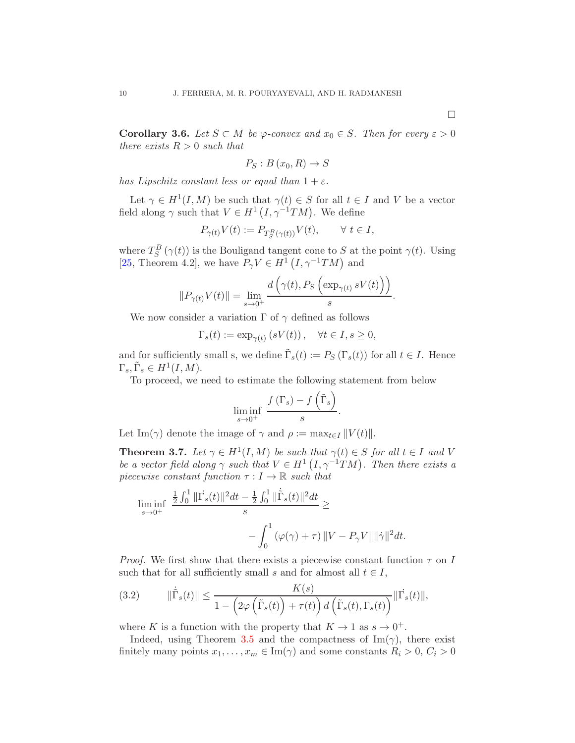□

**Corollary 3.6.** *Let $S \subset M$ be $\varphi$-convex and $x_0 \in S$. Then for every $\varepsilon > 0$ there exists $R > 0$ such that*

$$P_S : B(x_0, R) \to S$$

*has Lipschitz constant less or equal than $1 + \varepsilon$.*

Let $\gamma \in H^1(I, M)$ be such that $\gamma(t) \in S$ for all $t \in I$ and $V$ be a vector field along $\gamma$ such that $V \in H^1(I, \gamma^{-1}TM)$. We define

$$P_{\gamma(t)} V(t) := P_{T_S^B(\gamma(t))} V(t), \qquad \forall\, t \in I,$$

where $T_S^B(\gamma(t))$ is the Bouligand tangent cone to $S$ at the point $\gamma(t)$. Using [25, Theorem 4.2], we have $P_\gamma V \in H^1(I, \gamma^{-1}TM)$ and

$$\|P_{\gamma(t)} V(t)\| = \lim_{s \to 0^+} \frac{d\left(\gamma(t), P_S\left(\exp_{\gamma(t)} sV(t)\right)\right)}{s}.$$

We now consider a variation $\Gamma$ of $\gamma$ defined as follows

$$\Gamma_s(t) := \exp_{\gamma(t)}(sV(t)), \quad \forall t \in I, s \geq 0,$$

and for sufficiently small s, we define $\tilde{\Gamma}_s(t) := P_S(\Gamma_s(t))$ for all $t \in I$. Hence $\Gamma_s, \tilde{\Gamma}_s \in H^1(I, M)$.

To proceed, we need to estimate the following statement from below

$$\liminf_{s \to 0^+} \frac{f(\Gamma_s) - f\left(\tilde{\Gamma}_s\right)}{s}.$$

Let $\mathrm{Im}(\gamma)$ denote the image of $\gamma$ and $\rho := \max_{t \in I} \|V(t)\|$.

**Theorem 3.7.** *Let $\gamma \in H^1(I, M)$ be such that $\gamma(t) \in S$ for all $t \in I$ and $V$ be a vector field along $\gamma$ such that $V \in H^1(I, \gamma^{-1}TM)$. Then there exists a piecewise constant function $\tau : I \to \mathbb{R}$ such that*

$$\liminf_{s \to 0^+} \frac{\frac{1}{2}\int_0^1 \|\dot{\Gamma}_s(t)\|^2 dt - \frac{1}{2}\int_0^1 \|\dot{\tilde{\Gamma}}_s(t)\|^2 dt}{s} \geq - \int_0^1 (\varphi(\gamma) + \tau)\, \|V - P_\gamma V\| \|\dot{\gamma}\|^2 dt.$$

*Proof.* We first show that there exists a piecewise constant function $\tau$ on $I$ such that for all sufficiently small $s$ and for almost all $t \in I$,

$$\|\dot{\tilde{\Gamma}}_s(t)\| \leq \frac{K(s)}{1 - \left(2\varphi\left(\tilde{\Gamma}_s(t)\right) + \tau(t)\right) d\left(\tilde{\Gamma}_s(t), \Gamma_s(t)\right)} \|\dot{\Gamma}_s(t)\|, \tag{3.2}$$

where $K$ is a function with the property that $K \to 1$ as $s \to 0^+$.

Indeed, using Theorem 3.5 and the compactness of $\mathrm{Im}(\gamma)$, there exist finitely many points $x_1, \ldots, x_m \in \mathrm{Im}(\gamma)$ and some constants $R_i > 0$, $C_i > 0$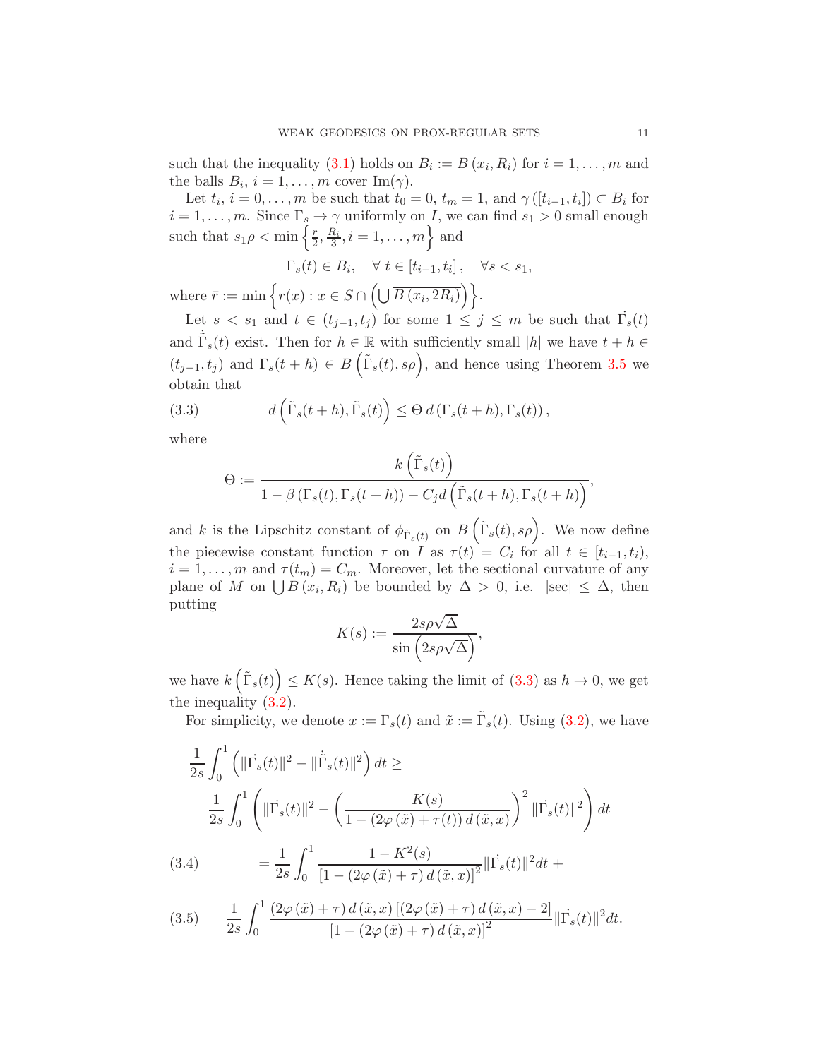such that the inequality (3.1) holds on $B_i := B(x_i, R_i)$ for $i = 1, \ldots, m$ and the balls $B_i$, $i = 1, \ldots, m$ cover $\mathrm{Im}(\gamma)$.

Let $t_i$, $i = 0, \ldots, m$ be such that $t_0 = 0$, $t_m = 1$, and $\gamma([t_{i-1}, t_i]) \subset B_i$ for $i = 1, \ldots, m$. Since $\Gamma_s \to \gamma$ uniformly on $I$, we can find $s_1 > 0$ small enough such that $s_1 \rho < \min\left\{\frac{\bar{r}}{2}, \frac{R_i}{3}, i = 1, \ldots, m\right\}$ and

$$\Gamma_s(t) \in B_i, \quad \forall\, t \in [t_{i-1}, t_i], \quad \forall s < s_1,$$

where $\bar{r} := \min\left\{ r(x) : x \in S \cap \left( \bigcup \overline{B(x_i, 2R_i)} \right) \right\}$.

Let $s < s_1$ and $t \in (t_{j-1}, t_j)$ for some $1 \leq j \leq m$ be such that $\dot{\Gamma_s}(t)$ and $\dot{\tilde{\Gamma}}_s(t)$ exist. Then for $h \in \mathbb{R}$ with sufficiently small $|h|$ we have $t + h \in (t_{j-1}, t_j)$ and $\Gamma_s(t+h) \in B\left(\tilde{\Gamma}_s(t), s\rho\right)$, and hence using Theorem 3.5 we obtain that

$$d\left(\tilde{\Gamma}_s(t+h), \tilde{\Gamma}_s(t)\right) \leq \Theta\, d\left(\Gamma_s(t+h), \Gamma_s(t)\right), \tag{3.3}$$

where

$$\Theta := \frac{k\left(\tilde{\Gamma}_s(t)\right)}{1 - \beta\left(\Gamma_s(t), \Gamma_s(t+h)\right) - C_j d\left(\tilde{\Gamma}_s(t+h), \Gamma_s(t+h)\right)},$$

and $k$ is the Lipschitz constant of $\phi_{\tilde{\Gamma}_s(t)}$ on $B\left(\tilde{\Gamma}_s(t), s\rho\right)$. We now define the piecewise constant function $\tau$ on $I$ as $\tau(t) = C_i$ for all $t \in [t_{i-1}, t_i)$, $i = 1, \ldots, m$ and $\tau(t_m) = C_m$. Moreover, let the sectional curvature of any plane of $M$ on $\bigcup B(x_i, R_i)$ be bounded by $\Delta > 0$, i.e. $|\mathrm{sec}| \leq \Delta$, then putting

$$K(s) := \frac{2s\rho\sqrt{\Delta}}{\sin\left(2s\rho\sqrt{\Delta}\right)},$$

we have $k\left(\tilde{\Gamma}_s(t)\right) \leq K(s)$. Hence taking the limit of (3.3) as $h \to 0$, we get the inequality (3.2).

For simplicity, we denote $x := \Gamma_s(t)$ and $\tilde{x} := \tilde{\Gamma}_s(t)$. Using (3.2), we have

$$\frac{1}{2s}\int_0^1 \left( \|\dot{\Gamma_s}(t)\|^2 - \|\dot{\tilde{\Gamma}}_s(t)\|^2 \right) dt \geq$$

$$\frac{1}{2s}\int_0^1 \left( \|\dot{\Gamma_s}(t)\|^2 - \left( \frac{K(s)}{1 - (2\varphi(\tilde{x}) + \tau(t))\, d(\tilde{x}, x)} \right)^2 \|\dot{\Gamma_s}(t)\|^2 \right) dt$$

$$= \frac{1}{2s}\int_0^1 \frac{1 - K^2(s)}{\left[1 - (2\varphi(\tilde{x}) + \tau)\, d(\tilde{x}, x)\right]^2} \|\dot{\Gamma_s}(t)\|^2 dt + \tag{3.4}$$

$$\frac{1}{2s}\int_0^1 \frac{(2\varphi(\tilde{x}) + \tau)\, d(\tilde{x}, x)\left[(2\varphi(\tilde{x}) + \tau)\, d(\tilde{x}, x) - 2\right]}{\left[1 - (2\varphi(\tilde{x}) + \tau)\, d(\tilde{x}, x)\right]^2} \|\dot{\Gamma_s}(t)\|^2 dt. \tag{3.5}$$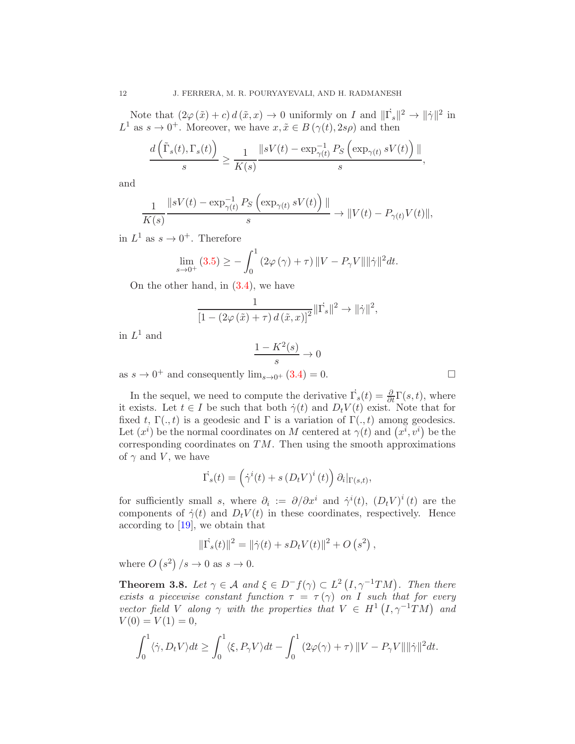Note that $(2\varphi(\tilde{x}) + c) d(\tilde{x}, x) \to 0$ uniformly on $I$ and $\|\dot{\Gamma}_s\|^2 \to \|\dot{\gamma}\|^2$ in $L^1$ as $s \to 0^+$. Moreover, we have $x, \tilde{x} \in B(\gamma(t), 2s\rho)$ and then

$$\frac{d\left(\tilde{\Gamma}_s(t), \Gamma_s(t)\right)}{s} \geq \frac{1}{K(s)} \frac{\|sV(t) - \exp_{\gamma(t)}^{-1} P_S\left(\exp_{\gamma(t)} sV(t)\right)\|}{s},$$

and

$$\frac{1}{K(s)} \frac{\|sV(t) - \exp_{\gamma(t)}^{-1} P_S\left(\exp_{\gamma(t)} sV(t)\right)\|}{s} \to \|V(t) - P_{\gamma(t)} V(t)\|,$$

in $L^1$ as $s \to 0^+$. Therefore

$$\lim_{s \to 0^+} (3.5) \geq -\int_0^1 (2\varphi(\gamma) + \tau) \|V - P_\gamma V\| \|\dot{\gamma}\|^2 dt.$$

On the other hand, in (3.4), we have

$$\frac{1}{\left[1 - (2\varphi(\tilde{x}) + \tau) d(\tilde{x}, x)\right]^2} \|\dot{\Gamma}_s\|^2 \to \|\dot{\gamma}\|^2,$$

in $L^1$ and

$$\frac{1 - K^2(s)}{s} \to 0$$

as $s \to 0^+$ and consequently $\lim_{s \to 0^+} (3.4) = 0$. $\square$

In the sequel, we need to compute the derivative $\dot{\Gamma}_s(t) = \frac{\partial}{\partial t} \Gamma(s, t)$, where it exists. Let $t \in I$ be such that both $\dot{\gamma}(t)$ and $D_t V(t)$ exist. Note that for fixed $t$, $\Gamma(., t)$ is a geodesic and $\Gamma$ is a variation of $\Gamma(., t)$ among geodesics. Let $(x^i)$ be the normal coordinates on $M$ centered at $\gamma(t)$ and $(x^i, v^i)$ be the corresponding coordinates on $TM$. Then using the smooth approximations of $\gamma$ and $V$, we have

$$\dot{\Gamma}_s(t) = \left(\dot{\gamma}^i(t) + s\left(D_t V\right)^i(t)\right) \partial_i|_{\Gamma(s,t)},$$

for sufficiently small $s$, where $\partial_i := \partial/\partial x^i$ and $\dot{\gamma}^i(t)$, $(D_t V)^i(t)$ are the components of $\dot{\gamma}(t)$ and $D_t V(t)$ in these coordinates, respectively. Hence according to [19], we obtain that

$$\|\dot{\Gamma}_s(t)\|^2 = \|\dot{\gamma}(t) + s D_t V(t)\|^2 + O\left(s^2\right),$$

where $O\left(s^2\right)/s \to 0$ as $s \to 0$.

**Theorem 3.8.** *Let $\gamma \in \mathcal{A}$ and $\xi \in D^- f(\gamma) \subset L^2\left(I, \gamma^{-1} TM\right)$. Then there exists a piecewise constant function $\tau = \tau(\gamma)$ on $I$ such that for every vector field $V$ along $\gamma$ with the properties that $V \in H^1\left(I, \gamma^{-1} TM\right)$ and $V(0) = V(1) = 0$,*

$$\int_0^1 \langle \dot{\gamma}, D_t V \rangle dt \geq \int_0^1 \langle \xi, P_\gamma V \rangle dt - \int_0^1 (2\varphi(\gamma) + \tau) \|V - P_\gamma V\| \|\dot{\gamma}\|^2 dt.$$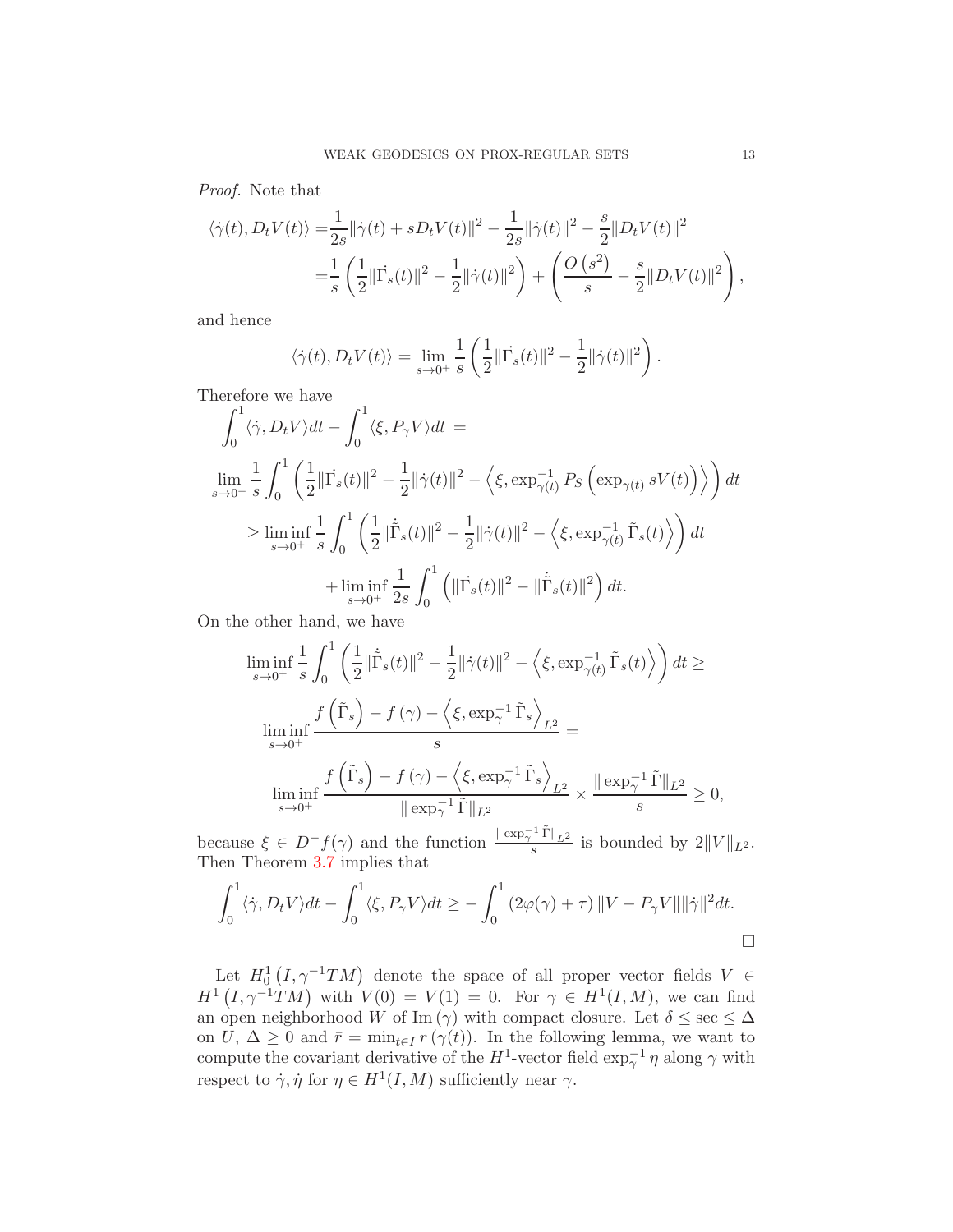*Proof.* Note that

$$
\begin{aligned}
\langle \dot\gamma(t), D_t V(t)\rangle =& \frac{1}{2s}\|\dot\gamma(t) + sD_tV(t)\|^2 - \frac{1}{2s}\|\dot\gamma(t)\|^2 - \frac{s}{2}\|D_tV(t)\|^2 \\
=& \frac{1}{s}\left(\frac{1}{2}\|\dot\Gamma_s(t)\|^2 - \frac{1}{2}\|\dot\gamma(t)\|^2\right) + \left(\frac{O\left(s^2\right)}{s} - \frac{s}{2}\|D_tV(t)\|^2\right),
\end{aligned}
$$

and hence

$$
\langle \dot\gamma(t), D_t V(t)\rangle = \lim_{s\to 0^+}\frac{1}{s}\left(\frac{1}{2}\|\dot\Gamma_s(t)\|^2 - \frac{1}{2}\|\dot\gamma(t)\|^2\right).
$$

Therefore we have

$$
\begin{aligned}
&\int_0^1 \langle \dot\gamma, D_tV\rangle dt - \int_0^1 \langle \xi, P_\gamma V\rangle dt = \\
&\lim_{s\to 0^+}\frac{1}{s}\int_0^1 \left(\frac{1}{2}\|\dot\Gamma_s(t)\|^2 - \frac{1}{2}\|\dot\gamma(t)\|^2 - \left\langle \xi, \exp^{-1}_{\gamma(t)} P_S\left(\exp_{\gamma(t)} sV(t)\right)\right\rangle\right)dt \\
&\geq \liminf_{s\to 0^+}\frac{1}{s}\int_0^1 \left(\frac{1}{2}\|\dot{\tilde\Gamma}_s(t)\|^2 - \frac{1}{2}\|\dot\gamma(t)\|^2 - \left\langle \xi, \exp^{-1}_{\gamma(t)} \tilde\Gamma_s(t)\right\rangle\right)dt \\
&\qquad + \liminf_{s\to 0^+}\frac{1}{2s}\int_0^1 \left(\|\dot\Gamma_s(t)\|^2 - \|\dot{\tilde\Gamma}_s(t)\|^2\right)dt.
\end{aligned}
$$

On the other hand, we have

$$
\begin{aligned}
&\liminf_{s\to 0^+}\frac{1}{s}\int_0^1 \left(\frac{1}{2}\|\dot{\tilde\Gamma}_s(t)\|^2 - \frac{1}{2}\|\dot\gamma(t)\|^2 - \left\langle \xi, \exp^{-1}_{\gamma(t)} \tilde\Gamma_s(t)\right\rangle\right)dt \geq \\
&\liminf_{s\to 0^+}\frac{f\left(\tilde\Gamma_s\right) - f\left(\gamma\right) - \left\langle \xi, \exp^{-1}_\gamma \tilde\Gamma_s\right\rangle_{L^2}}{s} = \\
&\liminf_{s\to 0^+}\frac{f\left(\tilde\Gamma_s\right) - f\left(\gamma\right) - \left\langle \xi, \exp^{-1}_\gamma \tilde\Gamma_s\right\rangle_{L^2}}{\|\exp^{-1}_\gamma \tilde\Gamma\|_{L^2}} \times \frac{\|\exp^{-1}_\gamma \tilde\Gamma\|_{L^2}}{s} \geq 0,
\end{aligned}
$$

because $\xi \in D^- f(\gamma)$ and the function $\frac{\|\exp^{-1}_\gamma \tilde\Gamma\|_{L^2}}{s}$ is bounded by $2\|V\|_{L^2}$. Then Theorem 3.7 implies that

$$
\int_0^1 \langle \dot\gamma, D_tV\rangle dt - \int_0^1 \langle \xi, P_\gamma V\rangle dt \geq -\int_0^1 \left(2\varphi(\gamma) + \tau\right)\|V - P_\gamma V\|\|\dot\gamma\|^2 dt.
$$

$\square$

Let $H_0^1\left(I, \gamma^{-1}TM\right)$ denote the space of all proper vector fields $V \in H^1\left(I, \gamma^{-1}TM\right)$ with $V(0) = V(1) = 0$. For $\gamma \in H^1(I, M)$, we can find an open neighborhood $W$ of $\operatorname{Im}(\gamma)$ with compact closure. Let $\delta \leq \sec \leq \Delta$ on $U$, $\Delta \geq 0$ and $\bar r = \min_{t\in I} r\left(\gamma(t)\right)$. In the following lemma, we want to compute the covariant derivative of the $H^1$-vector field $\exp^{-1}_\gamma \eta$ along $\gamma$ with respect to $\dot\gamma, \dot\eta$ for $\eta \in H^1(I, M)$ sufficiently near $\gamma$.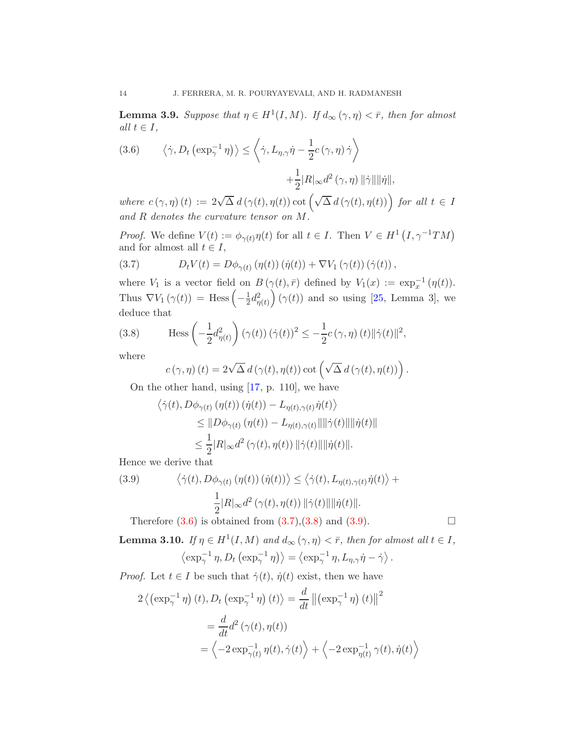**Lemma 3.9.** *Suppose that $\eta \in H^1(I,M)$. If $d_\infty(\gamma,\eta) < \bar{r}$, then for almost all $t \in I$,*

$$\left\langle \dot{\gamma}, D_t\left(\exp_\gamma^{-1}\eta\right)\right\rangle \leq \left\langle \dot{\gamma}, L_{\eta,\gamma}\dot{\eta} - \frac{1}{2}c(\gamma,\eta)\dot{\gamma}\right\rangle + \frac{1}{2}|R|_\infty d^2(\gamma,\eta)\,\|\dot{\gamma}\|\|\dot{\eta}\|, \tag{3.6}$$

*where $c(\gamma,\eta)(t) := 2\sqrt{\Delta}\, d(\gamma(t),\eta(t))\cot\left(\sqrt{\Delta}\, d(\gamma(t),\eta(t))\right)$ for all $t \in I$ and $R$ denotes the curvature tensor on $M$.*

*Proof.* We define $V(t) := \phi_{\gamma(t)}\eta(t)$ for all $t \in I$. Then $V \in H^1\left(I, \gamma^{-1}TM\right)$ and for almost all $t \in I$,

$$D_t V(t) = D\phi_{\gamma(t)}(\eta(t))(\dot{\eta}(t)) + \nabla V_1(\gamma(t))(\dot{\gamma}(t)), \tag{3.7}$$

where $V_1$ is a vector field on $B(\gamma(t),\bar{r})$ defined by $V_1(x) := \exp_x^{-1}(\eta(t))$. Thus $\nabla V_1(\gamma(t)) = \text{Hess}\left(-\frac{1}{2}d^2_{\eta(t)}\right)(\gamma(t))$ and so using [25, Lemma 3], we deduce that

$$\text{Hess}\left(-\frac{1}{2}d^2_{\eta(t)}\right)(\gamma(t))(\dot{\gamma}(t))^2 \leq -\frac{1}{2}c(\gamma,\eta)(t)\|\dot{\gamma}(t)\|^2, \tag{3.8}$$

where

$$c(\gamma,\eta)(t) = 2\sqrt{\Delta}\, d(\gamma(t),\eta(t))\cot\left(\sqrt{\Delta}\, d(\gamma(t),\eta(t))\right).$$

On the other hand, using [17, p. 110], we have

$$\begin{aligned}
&\left\langle \dot{\gamma}(t), D\phi_{\gamma(t)}(\eta(t))(\dot{\eta}(t)) - L_{\eta(t),\gamma(t)}\dot{\eta}(t)\right\rangle \\
&\quad\leq \|D\phi_{\gamma(t)}(\eta(t)) - L_{\eta(t),\gamma(t)}\|\|\dot{\gamma}(t)\|\|\dot{\eta}(t)\| \\
&\quad\leq \frac{1}{2}|R|_\infty d^2(\gamma(t),\eta(t))\,\|\dot{\gamma}(t)\|\|\dot{\eta}(t)\|.
\end{aligned}$$

Hence we derive that

$$\left\langle \dot{\gamma}(t), D\phi_{\gamma(t)}(\eta(t))(\dot{\eta}(t))\right\rangle \leq \left\langle \dot{\gamma}(t), L_{\eta(t),\gamma(t)}\dot{\eta}(t)\right\rangle + \frac{1}{2}|R|_\infty d^2(\gamma(t),\eta(t))\,\|\dot{\gamma}(t)\|\|\dot{\eta}(t)\|. \tag{3.9}$$

Therefore (3.6) is obtained from (3.7),(3.8) and (3.9). $\square$

**Lemma 3.10.** *If $\eta \in H^1(I,M)$ and $d_\infty(\gamma,\eta) < \bar{r}$, then for almost all $t \in I$,*

$$\left\langle \exp_\gamma^{-1}\eta, D_t\left(\exp_\gamma^{-1}\eta\right)\right\rangle = \left\langle \exp_\gamma^{-1}\eta, L_{\eta,\gamma}\dot{\eta} - \dot{\gamma}\right\rangle.$$

*Proof.* Let $t \in I$ be such that $\dot{\gamma}(t)$, $\dot{\eta}(t)$ exist, then we have

$$\begin{aligned}
2\left\langle\left(\exp_\gamma^{-1}\eta\right)(t), D_t\left(\exp_\gamma^{-1}\eta\right)(t)\right\rangle &= \frac{d}{dt}\left\|\left(\exp_\gamma^{-1}\eta\right)(t)\right\|^2 \\
&= \frac{d}{dt}d^2(\gamma(t),\eta(t)) \\
&= \left\langle -2\exp_{\gamma(t)}^{-1}\eta(t), \dot{\gamma}(t)\right\rangle + \left\langle -2\exp_{\eta(t)}^{-1}\gamma(t), \dot{\eta}(t)\right\rangle
\end{aligned}$$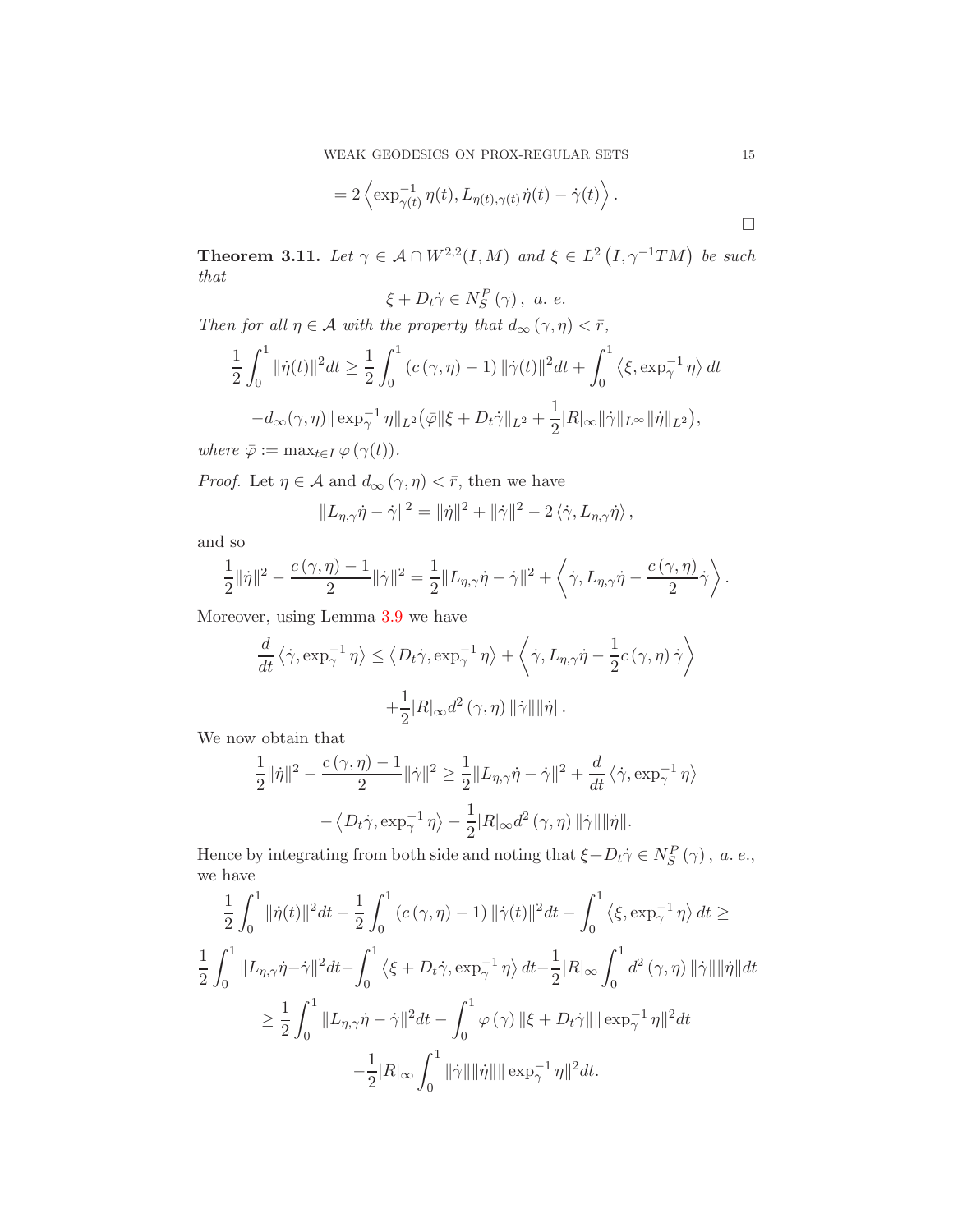$$= 2 \left\langle \exp_{\gamma(t)}^{-1} \eta(t), L_{\eta(t),\gamma(t)} \dot{\eta}(t) - \dot{\gamma}(t) \right\rangle .$$

$\square$

**Theorem 3.11.** *Let $\gamma \in \mathcal{A} \cap W^{2,2}(I, M)$ and $\xi \in L^2\left(I, \gamma^{-1}TM\right)$ be such that*

$$\xi + D_t \dot{\gamma} \in N_S^P(\gamma), \text{ a. e.}$$

*Then for all $\eta \in \mathcal{A}$ with the property that $d_\infty(\gamma, \eta) < \bar{r}$,*

$$\frac{1}{2} \int_0^1 \|\dot{\eta}(t)\|^2 dt \geq \frac{1}{2} \int_0^1 \left(c(\gamma, \eta) - 1\right) \|\dot{\gamma}(t)\|^2 dt + \int_0^1 \left\langle \xi, \exp_\gamma^{-1} \eta \right\rangle dt$$

$$- d_\infty(\gamma, \eta) \| \exp_\gamma^{-1} \eta \|_{L^2} \big( \bar{\varphi} \| \xi + D_t \dot{\gamma} \|_{L^2} + \frac{1}{2} |R|_\infty \|\dot{\gamma}\|_{L^\infty} \|\dot{\eta}\|_{L^2} \big),$$

*where $\bar{\varphi} := \max_{t \in I} \varphi(\gamma(t))$.*

*Proof.* Let $\eta \in \mathcal{A}$ and $d_\infty(\gamma, \eta) < \bar{r}$, then we have

$$\|L_{\eta,\gamma} \dot{\eta} - \dot{\gamma}\|^2 = \|\dot{\eta}\|^2 + \|\dot{\gamma}\|^2 - 2\left\langle \dot{\gamma}, L_{\eta,\gamma} \dot{\eta} \right\rangle,$$

and so

$$\frac{1}{2} \|\dot{\eta}\|^2 - \frac{c(\gamma, \eta) - 1}{2} \|\dot{\gamma}\|^2 = \frac{1}{2} \|L_{\eta,\gamma} \dot{\eta} - \dot{\gamma}\|^2 + \left\langle \dot{\gamma}, L_{\eta,\gamma} \dot{\eta} - \frac{c(\gamma, \eta)}{2} \dot{\gamma} \right\rangle.$$

Moreover, using Lemma 3.9 we have

$$\frac{d}{dt} \left\langle \dot{\gamma}, \exp_\gamma^{-1} \eta \right\rangle \leq \left\langle D_t \dot{\gamma}, \exp_\gamma^{-1} \eta \right\rangle + \left\langle \dot{\gamma}, L_{\eta,\gamma} \dot{\eta} - \frac{1}{2} c(\gamma, \eta) \dot{\gamma} \right\rangle$$

$$+ \frac{1}{2} |R|_\infty d^2(\gamma, \eta) \|\dot{\gamma}\| \|\dot{\eta}\|.$$

We now obtain that

$$\frac{1}{2} \|\dot{\eta}\|^2 - \frac{c(\gamma, \eta) - 1}{2} \|\dot{\gamma}\|^2 \geq \frac{1}{2} \|L_{\eta,\gamma} \dot{\eta} - \dot{\gamma}\|^2 + \frac{d}{dt} \left\langle \dot{\gamma}, \exp_\gamma^{-1} \eta \right\rangle$$

$$- \left\langle D_t \dot{\gamma}, \exp_\gamma^{-1} \eta \right\rangle - \frac{1}{2} |R|_\infty d^2(\gamma, \eta) \|\dot{\gamma}\| \|\dot{\eta}\|.$$

Hence by integrating from both side and noting that $\xi + D_t \dot{\gamma} \in N_S^P(\gamma)$, *a. e.*, we have

$$\frac{1}{2} \int_0^1 \|\dot{\eta}(t)\|^2 dt - \frac{1}{2} \int_0^1 \left(c(\gamma, \eta) - 1\right) \|\dot{\gamma}(t)\|^2 dt - \int_0^1 \left\langle \xi, \exp_\gamma^{-1} \eta \right\rangle dt \geq$$

$$\frac{1}{2} \int_0^1 \|L_{\eta,\gamma} \dot{\eta} - \dot{\gamma}\|^2 dt - \int_0^1 \left\langle \xi + D_t \dot{\gamma}, \exp_\gamma^{-1} \eta \right\rangle dt - \frac{1}{2} |R|_\infty \int_0^1 d^2(\gamma, \eta) \|\dot{\gamma}\| \|\dot{\eta}\| dt$$

$$\geq \frac{1}{2} \int_0^1 \|L_{\eta,\gamma} \dot{\eta} - \dot{\gamma}\|^2 dt - \int_0^1 \varphi(\gamma) \|\xi + D_t \dot{\gamma}\| \| \exp_\gamma^{-1} \eta\|^2 dt$$

$$- \frac{1}{2} |R|_\infty \int_0^1 \|\dot{\gamma}\| \|\dot{\eta}\| \| \exp_\gamma^{-1} \eta\|^2 dt.$$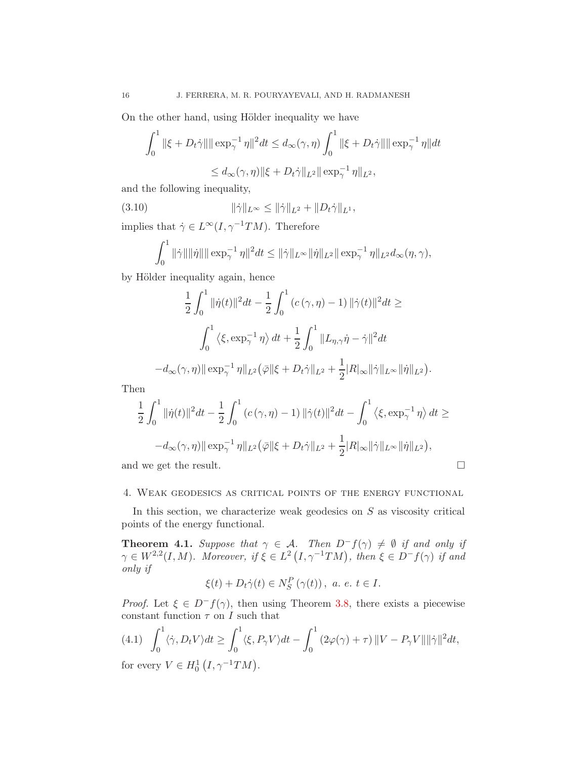On the other hand, using Hölder inequality we have

$$\int_0^1 \|\xi + D_t\dot{\gamma}\|\|\exp_\gamma^{-1}\eta\|^2 dt \leq d_\infty(\gamma,\eta)\int_0^1 \|\xi + D_t\dot{\gamma}\|\|\exp_\gamma^{-1}\eta\| dt$$

$$\leq d_\infty(\gamma,\eta)\|\xi + D_t\dot{\gamma}\|_{L^2}\|\exp_\gamma^{-1}\eta\|_{L^2},$$

and the following inequality,

$$\|\dot{\gamma}\|_{L^\infty} \leq \|\dot{\gamma}\|_{L^2} + \|D_t\dot{\gamma}\|_{L^1}, \tag{3.10}$$

implies that $\dot{\gamma} \in L^\infty(I, \gamma^{-1}TM)$. Therefore

$$\int_0^1 \|\dot{\gamma}\|\|\dot{\eta}\|\|\exp_\gamma^{-1}\eta\|^2 dt \leq \|\dot{\gamma}\|_{L^\infty}\|\dot{\eta}\|_{L^2}\|\exp_\gamma^{-1}\eta\|_{L^2} d_\infty(\eta,\gamma),$$

by Hölder inequality again, hence

$$\frac{1}{2}\int_0^1 \|\dot{\eta}(t)\|^2 dt - \frac{1}{2}\int_0^1 \left(c\left(\gamma,\eta\right)-1\right)\|\dot{\gamma}(t)\|^2 dt \geq$$

$$\int_0^1 \left\langle \xi, \exp_\gamma^{-1}\eta\right\rangle dt + \frac{1}{2}\int_0^1 \|L_{\eta,\gamma}\dot{\eta} - \dot{\gamma}\|^2 dt$$

$$-d_\infty(\gamma,\eta)\|\exp_\gamma^{-1}\eta\|_{L^2}\big(\bar{\varphi}\|\xi + D_t\dot{\gamma}\|_{L^2} + \frac{1}{2}|R|_\infty\|\dot{\gamma}\|_{L^\infty}\|\dot{\eta}\|_{L^2}\big).$$

Then

$$\frac{1}{2}\int_0^1 \|\dot{\eta}(t)\|^2 dt - \frac{1}{2}\int_0^1 \left(c\left(\gamma,\eta\right)-1\right)\|\dot{\gamma}(t)\|^2 dt - \int_0^1 \left\langle \xi, \exp_\gamma^{-1}\eta\right\rangle dt \geq$$

$$-d_\infty(\gamma,\eta)\|\exp_\gamma^{-1}\eta\|_{L^2}\big(\bar{\varphi}\|\xi + D_t\dot{\gamma}\|_{L^2} + \frac{1}{2}|R|_\infty\|\dot{\gamma}\|_{L^\infty}\|\dot{\eta}\|_{L^2}\big),$$

and we get the result. □

## 4. Weak geodesics as critical points of the energy functional

In this section, we characterize weak geodesics on $S$ as viscosity critical points of the energy functional.

**Theorem 4.1.** *Suppose that $\gamma \in \mathcal{A}$. Then $D^-f(\gamma) \neq \emptyset$ if and only if $\gamma \in W^{2,2}(I, M)$. Moreover, if $\xi \in L^2\left(I, \gamma^{-1}TM\right)$, then $\xi \in D^-f(\gamma)$ if and only if*

$$\xi(t) + D_t\dot{\gamma}(t) \in N_S^P\left(\gamma(t)\right), \ a.\ e.\ t \in I.$$

*Proof.* Let $\xi \in D^-f(\gamma)$, then using Theorem 3.8, there exists a piecewise constant function $\tau$ on $I$ such that

$$\int_0^1 \langle \dot{\gamma}, D_t V\rangle dt \geq \int_0^1 \langle \xi, P_\gamma V\rangle dt - \int_0^1 \left(2\varphi(\gamma) + \tau\right)\|V - P_\gamma V\|\|\dot{\gamma}\|^2 dt, \tag{4.1}$$

for every $V \in H_0^1\left(I, \gamma^{-1}TM\right)$.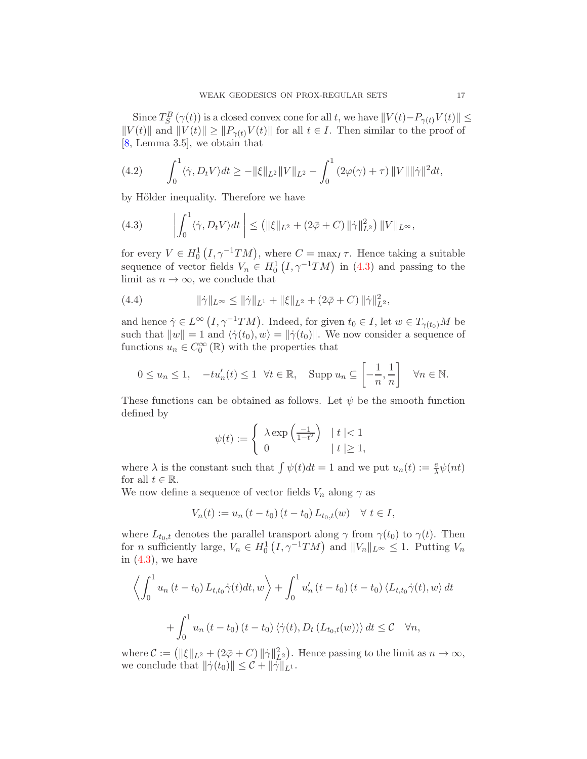Since $T_S^B(\gamma(t))$ is a closed convex cone for all $t$, we have $\|V(t) - P_{\gamma(t)}V(t)\| \leq \|V(t)\|$ and $\|V(t)\| \geq \|P_{\gamma(t)}V(t)\|$ for all $t \in I$. Then similar to the proof of [8, Lemma 3.5], we obtain that

$$
\int_0^1 \langle \dot{\gamma}, D_t V \rangle dt \geq -\|\xi\|_{L^2} \|V\|_{L^2} - \int_0^1 \left(2\varphi(\gamma) + \tau\right) \|V\| \|\dot{\gamma}\|^2 dt, \tag{4.2}
$$

by Hölder inequality. Therefore we have

$$
\left| \int_0^1 \langle \dot{\gamma}, D_t V \rangle dt \right| \leq \left( \|\xi\|_{L^2} + \left(2\bar{\varphi} + C\right) \|\dot{\gamma}\|_{L^2}^2 \right) \|V\|_{L^\infty}, \tag{4.3}
$$

for every $V \in H_0^1\left(I, \gamma^{-1}TM\right)$, where $C = \max_I \tau$. Hence taking a suitable sequence of vector fields $V_n \in H_0^1\left(I, \gamma^{-1}TM\right)$ in (4.3) and passing to the limit as $n \to \infty$, we conclude that

$$
\|\dot{\gamma}\|_{L^\infty} \leq \|\dot{\gamma}\|_{L^1} + \|\xi\|_{L^2} + \left(2\bar{\varphi} + C\right) \|\dot{\gamma}\|_{L^2}^2, \tag{4.4}
$$

and hence $\dot{\gamma} \in L^\infty\left(I, \gamma^{-1}TM\right)$. Indeed, for given $t_0 \in I$, let $w \in T_{\gamma(t_0)}M$ be such that $\|w\| = 1$ and $\langle \dot{\gamma}(t_0), w \rangle = \|\dot{\gamma}(t_0)\|$. We now consider a sequence of functions $u_n \in C_0^\infty(\mathbb{R})$ with the properties that

$$
0 \leq u_n \leq 1, \quad -tu_n'(t) \leq 1 \ \ \forall t \in \mathbb{R}, \quad \operatorname{Supp} u_n \subseteq \left[-\frac{1}{n}, \frac{1}{n}\right] \quad \forall n \in \mathbb{N}.
$$

These functions can be obtained as follows. Let $\psi$ be the smooth function defined by

$$
\psi(t) := \begin{cases} \lambda \exp\left(\frac{-1}{1-t^2}\right) & |\, t \,| < 1 \\ 0 & |\, t \,| \geq 1, \end{cases}
$$

where $\lambda$ is the constant such that $\int \psi(t)dt = 1$ and we put $u_n(t) := \frac{e}{\lambda}\psi(nt)$ for all $t \in \mathbb{R}$.

We now define a sequence of vector fields $V_n$ along $\gamma$ as

$$
V_n(t) := u_n\left(t - t_0\right)\left(t - t_0\right) L_{t_0,t}(w) \quad \forall\ t \in I,
$$

where $L_{t_0,t}$ denotes the parallel transport along $\gamma$ from $\gamma(t_0)$ to $\gamma(t)$. Then for $n$ sufficiently large, $V_n \in H_0^1\left(I, \gamma^{-1}TM\right)$ and $\|V_n\|_{L^\infty} \leq 1$. Putting $V_n$ in (4.3), we have

$$
\left\langle \int_0^1 u_n\left(t - t_0\right) L_{t,t_0}\dot{\gamma}(t)dt, w \right\rangle + \int_0^1 u_n'\left(t - t_0\right)\left(t - t_0\right) \langle L_{t,t_0}\dot{\gamma}(t), w \rangle \, dt
$$

$$
+ \int_0^1 u_n\left(t - t_0\right)\left(t - t_0\right) \langle \dot{\gamma}(t), D_t\left(L_{t_0,t}(w)\right) \rangle \, dt \leq \mathcal{C} \quad \forall n,
$$

where $\mathcal{C} := \left(\|\xi\|_{L^2} + \left(2\bar{\varphi} + C\right)\|\dot{\gamma}\|_{L^2}^2\right)$. Hence passing to the limit as $n \to \infty$, we conclude that $\|\dot{\gamma}(t_0)\| \leq \mathcal{C} + \|\dot{\gamma}\|_{L^1}$.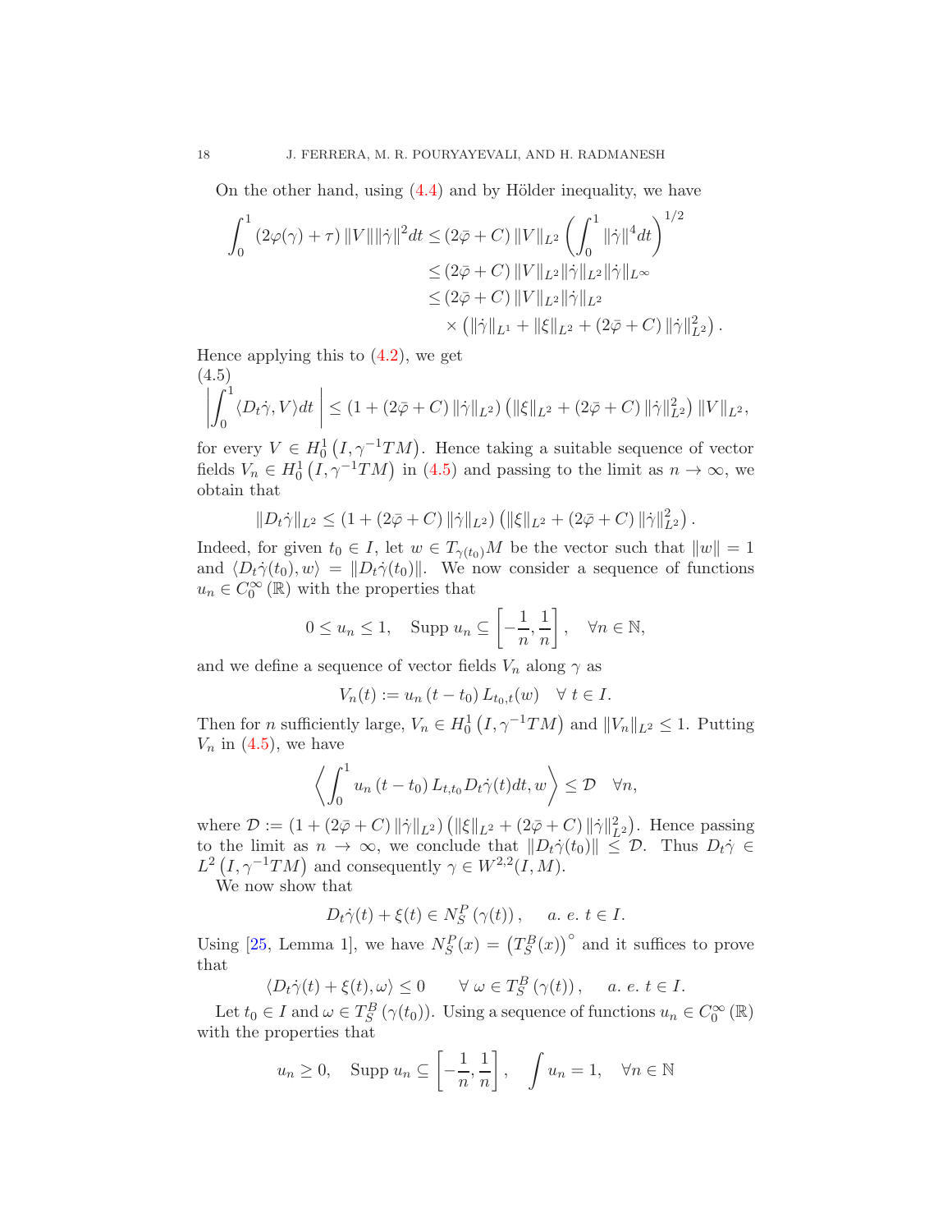On the other hand, using (4.4) and by Hölder inequality, we have

$$
\begin{aligned}
\int_0^1 (2\varphi(\gamma)+\tau)\,\|V\|\|\dot\gamma\|^2 dt &\le (2\bar\varphi + C)\,\|V\|_{L^2}\left(\int_0^1 \|\dot\gamma\|^4 dt\right)^{1/2}\\
&\le (2\bar\varphi + C)\,\|V\|_{L^2}\|\dot\gamma\|_{L^2}\|\dot\gamma\|_{L^\infty}\\
&\le (2\bar\varphi + C)\,\|V\|_{L^2}\|\dot\gamma\|_{L^2}\\
&\quad\times\left(\|\dot\gamma\|_{L^1} + \|\xi\|_{L^2} + (2\bar\varphi + C)\,\|\dot\gamma\|_{L^2}^2\right).
\end{aligned}
$$

Hence applying this to (4.2), we get

$$
\left|\int_0^1 \langle D_t\dot\gamma, V\rangle dt\,\right| \le \left(1 + (2\bar\varphi + C)\,\|\dot\gamma\|_{L^2}\right)\left(\|\xi\|_{L^2} + (2\bar\varphi + C)\,\|\dot\gamma\|_{L^2}^2\right)\|V\|_{L^2}, \tag{4.5}
$$

for every $V \in H_0^1\left(I, \gamma^{-1}TM\right)$. Hence taking a suitable sequence of vector fields $V_n \in H_0^1\left(I, \gamma^{-1}TM\right)$ in (4.5) and passing to the limit as $n \to \infty$, we obtain that

$$
\|D_t\dot\gamma\|_{L^2} \le \left(1 + (2\bar\varphi + C)\,\|\dot\gamma\|_{L^2}\right)\left(\|\xi\|_{L^2} + (2\bar\varphi + C)\,\|\dot\gamma\|_{L^2}^2\right).
$$

Indeed, for given $t_0 \in I$, let $w \in T_{\gamma(t_0)}M$ be the vector such that $\|w\| = 1$ and $\langle D_t\dot\gamma(t_0), w\rangle = \|D_t\dot\gamma(t_0)\|$. We now consider a sequence of functions $u_n \in C_0^\infty(\mathbb{R})$ with the properties that

$$
0 \le u_n \le 1, \quad \operatorname{Supp} u_n \subseteq \left[-\frac{1}{n}, \frac{1}{n}\right], \quad \forall n \in \mathbb{N},
$$

and we define a sequence of vector fields $V_n$ along $\gamma$ as

$$
V_n(t) := u_n\left(t - t_0\right) L_{t_0,t}(w) \quad \forall\, t \in I.
$$

Then for $n$ sufficiently large, $V_n \in H_0^1\left(I, \gamma^{-1}TM\right)$ and $\|V_n\|_{L^2} \le 1$. Putting $V_n$ in (4.5), we have

$$
\left\langle \int_0^1 u_n\left(t - t_0\right) L_{t,t_0} D_t\dot\gamma(t) dt, w\right\rangle \le \mathcal{D} \quad \forall n,
$$

where $\mathcal{D} := \left(1 + (2\bar\varphi + C)\,\|\dot\gamma\|_{L^2}\right)\left(\|\xi\|_{L^2} + (2\bar\varphi + C)\,\|\dot\gamma\|_{L^2}^2\right)$. Hence passing to the limit as $n \to \infty$, we conclude that $\|D_t\dot\gamma(t_0)\| \le \mathcal{D}$. Thus $D_t\dot\gamma \in L^2\left(I, \gamma^{-1}TM\right)$ and consequently $\gamma \in W^{2,2}(I, M)$.

We now show that

$$
D_t\dot\gamma(t) + \xi(t) \in N_S^P\left(\gamma(t)\right), \quad a.\ e.\ t \in I.
$$

Using [25, Lemma 1], we have $N_S^P(x) = \left(T_S^B(x)\right)^\circ$ and it suffices to prove that

$$
\langle D_t\dot\gamma(t) + \xi(t), \omega\rangle \le 0 \qquad \forall\, \omega \in T_S^B\left(\gamma(t)\right), \quad a.\ e.\ t \in I.
$$

Let $t_0 \in I$ and $\omega \in T_S^B\left(\gamma(t_0)\right)$. Using a sequence of functions $u_n \in C_0^\infty(\mathbb{R})$ with the properties that

$$
u_n \ge 0, \quad \operatorname{Supp} u_n \subseteq \left[-\frac{1}{n}, \frac{1}{n}\right], \quad \int u_n = 1, \quad \forall n \in \mathbb{N}
$$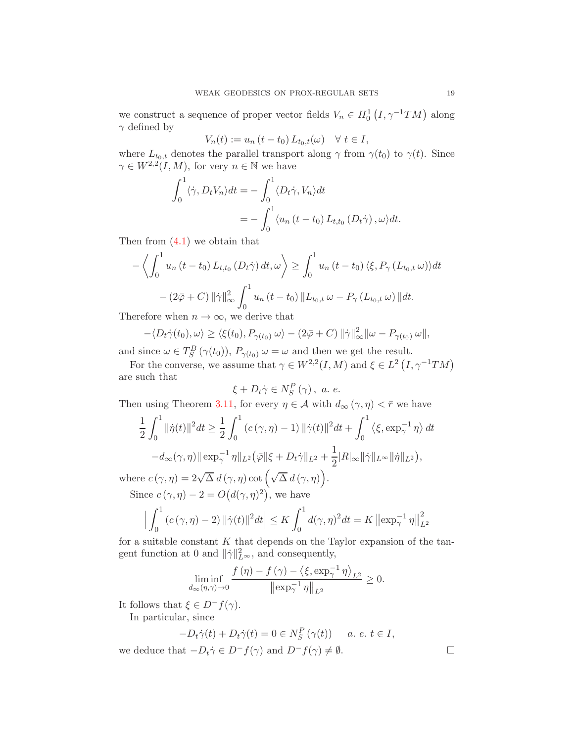we construct a sequence of proper vector fields $V_n \in H_0^1\left(I, \gamma^{-1}TM\right)$ along $\gamma$ defined by

$$V_n(t) := u_n\left(t - t_0\right) L_{t_0,t}(\omega) \quad \forall\ t \in I,$$

where $L_{t_0,t}$ denotes the parallel transport along $\gamma$ from $\gamma(t_0)$ to $\gamma(t)$. Since $\gamma \in W^{2,2}(I, M)$, for very $n \in \mathbb{N}$ we have

$$\begin{aligned}\int_0^1 \langle \dot\gamma, D_t V_n\rangle dt &= -\int_0^1 \langle D_t\dot\gamma, V_n\rangle dt \\ &= -\int_0^1 \langle u_n\left(t - t_0\right) L_{t,t_0}\left(D_t\dot\gamma\right), \omega\rangle dt.\end{aligned}$$

Then from (4.1) we obtain that

$$\begin{aligned}-\left\langle \int_0^1 u_n\left(t-t_0\right) L_{t,t_0}\left(D_t\dot\gamma\right) dt, \omega\right\rangle &\geq \int_0^1 u_n\left(t-t_0\right) \langle \xi, P_\gamma\left(L_{t_0,t}\,\omega\right)\rangle dt \\ - \left(2\bar\varphi + C\right)\|\dot\gamma\|_\infty^2 &\int_0^1 u_n\left(t-t_0\right)\|L_{t_0,t}\,\omega - P_\gamma\left(L_{t_0,t}\,\omega\right)\| dt.\end{aligned}$$

Therefore when $n \to \infty$, we derive that

$$-\langle D_t\dot\gamma(t_0), \omega\rangle \geq \langle \xi(t_0), P_{\gamma(t_0)}\,\omega\rangle - \left(2\bar\varphi + C\right)\|\dot\gamma\|_\infty^2 \|\omega - P_{\gamma(t_0)}\,\omega\|,$$

and since $\omega \in T_S^B\left(\gamma(t_0)\right)$, $P_{\gamma(t_0)}\,\omega = \omega$ and then we get the result.

For the converse, we assume that $\gamma \in W^{2,2}(I, M)$ and $\xi \in L^2\left(I, \gamma^{-1}TM\right)$ are such that

$$\xi + D_t\dot\gamma \in N_S^P\left(\gamma\right),\ a.\ e.$$

Then using Theorem 3.11, for every $\eta \in \mathcal{A}$ with $d_\infty\left(\gamma, \eta\right) < \bar r$ we have

$$\begin{aligned}\frac{1}{2}\int_0^1 \|\dot\eta(t)\|^2 dt &\geq \frac{1}{2}\int_0^1 \left(c\left(\gamma, \eta\right) - 1\right)\|\dot\gamma(t)\|^2 dt + \int_0^1 \left\langle \xi, \exp_\gamma^{-1}\eta\right\rangle dt \\ &- d_\infty(\gamma, \eta)\|\exp_\gamma^{-1}\eta\|_{L^2}\big(\bar\varphi\|\xi + D_t\dot\gamma\|_{L^2} + \frac{1}{2}|R|_\infty\|\dot\gamma\|_{L^\infty}\|\dot\eta\|_{L^2}\big),\end{aligned}$$

where $c\left(\gamma, \eta\right) = 2\sqrt{\Delta}\, d\left(\gamma, \eta\right)\cot\left(\sqrt{\Delta}\, d\left(\gamma, \eta\right)\right)$.

Since $c\left(\gamma, \eta\right) - 2 = O\big(d(\gamma, \eta)^2\big)$, we have

$$\Big|\int_0^1 \left(c\left(\gamma, \eta\right) - 2\right)\|\dot\gamma(t)\|^2 dt\Big| \leq K\int_0^1 d(\gamma, \eta)^2 dt = K\left\|\exp_\gamma^{-1}\eta\right\|_{L^2}^2$$

for a suitable constant $K$ that depends on the Taylor expansion of the tangent function at 0 and $\|\dot\gamma\|_{L^\infty}^2$, and consequently,

$$\liminf_{d_\infty(\eta,\gamma)\to 0} \frac{f\left(\eta\right) - f\left(\gamma\right) - \left\langle \xi, \exp_\gamma^{-1}\eta\right\rangle_{L^2}}{\left\|\exp_\gamma^{-1}\eta\right\|_{L^2}} \geq 0.$$

It follows that $\xi \in D^- f(\gamma)$.

In particular, since

$$-D_t\dot\gamma(t) + D_t\dot\gamma(t) = 0 \in N_S^P\left(\gamma(t)\right) \qquad a.\ e.\ t \in I,$$

we deduce that $-D_t\dot\gamma \in D^- f(\gamma)$ and $D^- f(\gamma) \neq \emptyset$. $\square$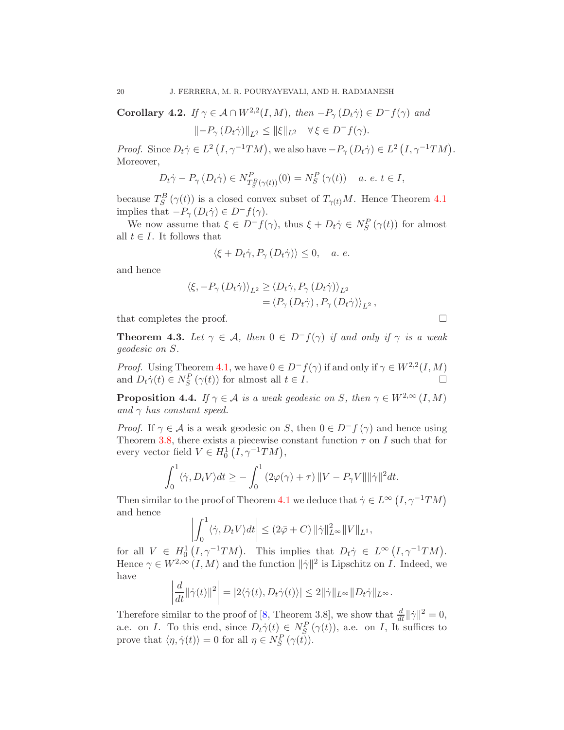**Corollary 4.2.** *If $\gamma \in \mathcal{A} \cap W^{2,2}(I, M)$, then $-P_\gamma(D_t\dot\gamma) \in D^- f(\gamma)$ and*

$$\|-P_\gamma(D_t\dot\gamma)\|_{L^2} \le \|\xi\|_{L^2} \quad \forall\, \xi \in D^- f(\gamma).$$

*Proof.* Since $D_t\dot\gamma \in L^2(I, \gamma^{-1}TM)$, we also have $-P_\gamma(D_t\dot\gamma) \in L^2(I, \gamma^{-1}TM)$. Moreover,

$$D_t\dot\gamma - P_\gamma(D_t\dot\gamma) \in N^P_{T^B_S(\gamma(t))}(0) = N^P_S(\gamma(t)) \quad a.\ e.\ t \in I,$$

because $T^B_S(\gamma(t))$ is a closed convex subset of $T_{\gamma(t)}M$. Hence Theorem 4.1 implies that $-P_\gamma(D_t\dot\gamma) \in D^- f(\gamma)$.

We now assume that $\xi \in D^- f(\gamma)$, thus $\xi + D_t\dot\gamma \in N^P_S(\gamma(t))$ for almost all $t \in I$. It follows that

$$\langle \xi + D_t\dot\gamma, P_\gamma(D_t\dot\gamma)\rangle \le 0, \quad a.\ e.$$

and hence

$$\begin{aligned}\langle \xi, -P_\gamma(D_t\dot\gamma)\rangle_{L^2} &\ge \langle D_t\dot\gamma, P_\gamma(D_t\dot\gamma)\rangle_{L^2}\\ &= \langle P_\gamma(D_t\dot\gamma), P_\gamma(D_t\dot\gamma)\rangle_{L^2},\end{aligned}$$

that completes the proof. □

**Theorem 4.3.** *Let $\gamma \in \mathcal{A}$, then $0 \in D^- f(\gamma)$ if and only if $\gamma$ is a weak geodesic on $S$.*

*Proof.* Using Theorem 4.1, we have $0 \in D^- f(\gamma)$ if and only if $\gamma \in W^{2,2}(I, M)$ and $D_t\dot\gamma(t) \in N^P_S(\gamma(t))$ for almost all $t \in I$. □

**Proposition 4.4.** *If $\gamma \in \mathcal{A}$ is a weak geodesic on $S$, then $\gamma \in W^{2,\infty}(I, M)$ and $\gamma$ has constant speed.*

*Proof.* If $\gamma \in \mathcal{A}$ is a weak geodesic on $S$, then $0 \in D^- f(\gamma)$ and hence using Theorem 3.8, there exists a piecewise constant function $\tau$ on $I$ such that for every vector field $V \in H^1_0(I, \gamma^{-1}TM)$,

$$\int_0^1 \langle \dot\gamma, D_t V\rangle dt \ge -\int_0^1 (2\varphi(\gamma) + \tau)\, \|V - P_\gamma V\| \|\dot\gamma\|^2 dt.$$

Then similar to the proof of Theorem 4.1 we deduce that $\dot\gamma \in L^\infty(I, \gamma^{-1}TM)$ and hence

$$\left| \int_0^1 \langle \dot\gamma, D_t V\rangle dt \right| \le (2\bar\varphi + C)\, \|\dot\gamma\|^2_{L^\infty} \|V\|_{L^1},$$

for all $V \in H^1_0(I, \gamma^{-1}TM)$. This implies that $D_t\dot\gamma \in L^\infty(I, \gamma^{-1}TM)$. Hence $\gamma \in W^{2,\infty}(I, M)$ and the function $\|\dot\gamma\|^2$ is Lipschitz on $I$. Indeed, we have

$$\left| \frac{d}{dt} \|\dot\gamma(t)\|^2 \right| = |2\langle \dot\gamma(t), D_t\dot\gamma(t)\rangle| \le 2\|\dot\gamma\|_{L^\infty} \|D_t\dot\gamma\|_{L^\infty}.$$

Therefore similar to the proof of [8, Theorem 3.8], we show that $\frac{d}{dt}\|\dot\gamma\|^2 = 0$, a.e. on $I$. To this end, since $D_t\dot\gamma(t) \in N^P_S(\gamma(t))$, a.e. on $I$, It suffices to prove that $\langle \eta, \dot\gamma(t)\rangle = 0$ for all $\eta \in N^P_S(\gamma(t))$.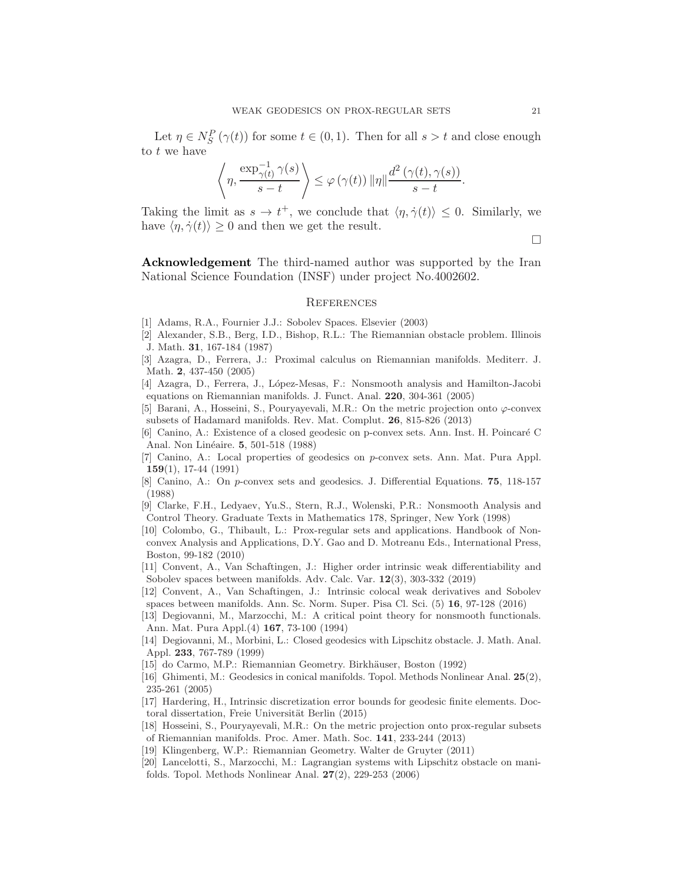Let $\eta \in N_S^P(\gamma(t))$ for some $t \in (0,1)$. Then for all $s > t$ and close enough to $t$ we have

$$\left\langle \eta, \frac{\exp^{-1}_{\gamma(t)} \gamma(s)}{s-t} \right\rangle \leq \varphi(\gamma(t)) \|\eta\| \frac{d^2(\gamma(t), \gamma(s))}{s-t}.$$

Taking the limit as $s \to t^+$, we conclude that $\langle \eta, \dot{\gamma}(t) \rangle \leq 0$. Similarly, we have $\langle \eta, \dot{\gamma}(t) \rangle \geq 0$ and then we get the result.

$\square$

**Acknowledgement** The third-named author was supported by the Iran National Science Foundation (INSF) under project No.4002602.

## References

[1] Adams, R.A., Fournier J.J.: Sobolev Spaces. Elsevier (2003)

[2] Alexander, S.B., Berg, I.D., Bishop, R.L.: The Riemannian obstacle problem. Illinois J. Math. **31**, 167-184 (1987)

[3] Azagra, D., Ferrera, J.: Proximal calculus on Riemannian manifolds. Mediterr. J. Math. **2**, 437-450 (2005)

[4] Azagra, D., Ferrera, J., López-Mesas, F.: Nonsmooth analysis and Hamilton-Jacobi equations on Riemannian manifolds. J. Funct. Anal. **220**, 304-361 (2005)

[5] Barani, A., Hosseini, S., Pouryayevali, M.R.: On the metric projection onto $\varphi$-convex subsets of Hadamard manifolds. Rev. Mat. Complut. **26**, 815-826 (2013)

[6] Canino, A.: Existence of a closed geodesic on p-convex sets. Ann. Inst. H. Poincaré C Anal. Non Linéaire. **5**, 501-518 (1988)

[7] Canino, A.: Local properties of geodesics on $p$-convex sets. Ann. Mat. Pura Appl. **159**(1), 17-44 (1991)

[8] Canino, A.: On $p$-convex sets and geodesics. J. Differential Equations. **75**, 118-157 (1988)

[9] Clarke, F.H., Ledyaev, Yu.S., Stern, R.J., Wolenski, P.R.: Nonsmooth Analysis and Control Theory. Graduate Texts in Mathematics 178, Springer, New York (1998)

[10] Colombo, G., Thibault, L.: Prox-regular sets and applications. Handbook of Nonconvex Analysis and Applications, D.Y. Gao and D. Motreanu Eds., International Press, Boston, 99-182 (2010)

[11] Convent, A., Van Schaftingen, J.: Higher order intrinsic weak differentiability and Sobolev spaces between manifolds. Adv. Calc. Var. **12**(3), 303-332 (2019)

[12] Convent, A., Van Schaftingen, J.: Intrinsic colocal weak derivatives and Sobolev spaces between manifolds. Ann. Sc. Norm. Super. Pisa Cl. Sci. (5) **16**, 97-128 (2016)

[13] Degiovanni, M., Marzocchi, M.: A critical point theory for nonsmooth functionals. Ann. Mat. Pura Appl.(4) **167**, 73-100 (1994)

[14] Degiovanni, M., Morbini, L.: Closed geodesics with Lipschitz obstacle. J. Math. Anal. Appl. **233**, 767-789 (1999)

[15] do Carmo, M.P.: Riemannian Geometry. Birkhäuser, Boston (1992)

[16] Ghimenti, M.: Geodesics in conical manifolds. Topol. Methods Nonlinear Anal. **25**(2), 235-261 (2005)

[17] Hardering, H., Intrinsic discretization error bounds for geodesic finite elements. Doctoral dissertation, Freie Universität Berlin (2015)

[18] Hosseini, S., Pouryayevali, M.R.: On the metric projection onto prox-regular subsets of Riemannian manifolds. Proc. Amer. Math. Soc. **141**, 233-244 (2013)

[19] Klingenberg, W.P.: Riemannian Geometry. Walter de Gruyter (2011)

[20] Lancelotti, S., Marzocchi, M.: Lagrangian systems with Lipschitz obstacle on manifolds. Topol. Methods Nonlinear Anal. **27**(2), 229-253 (2006)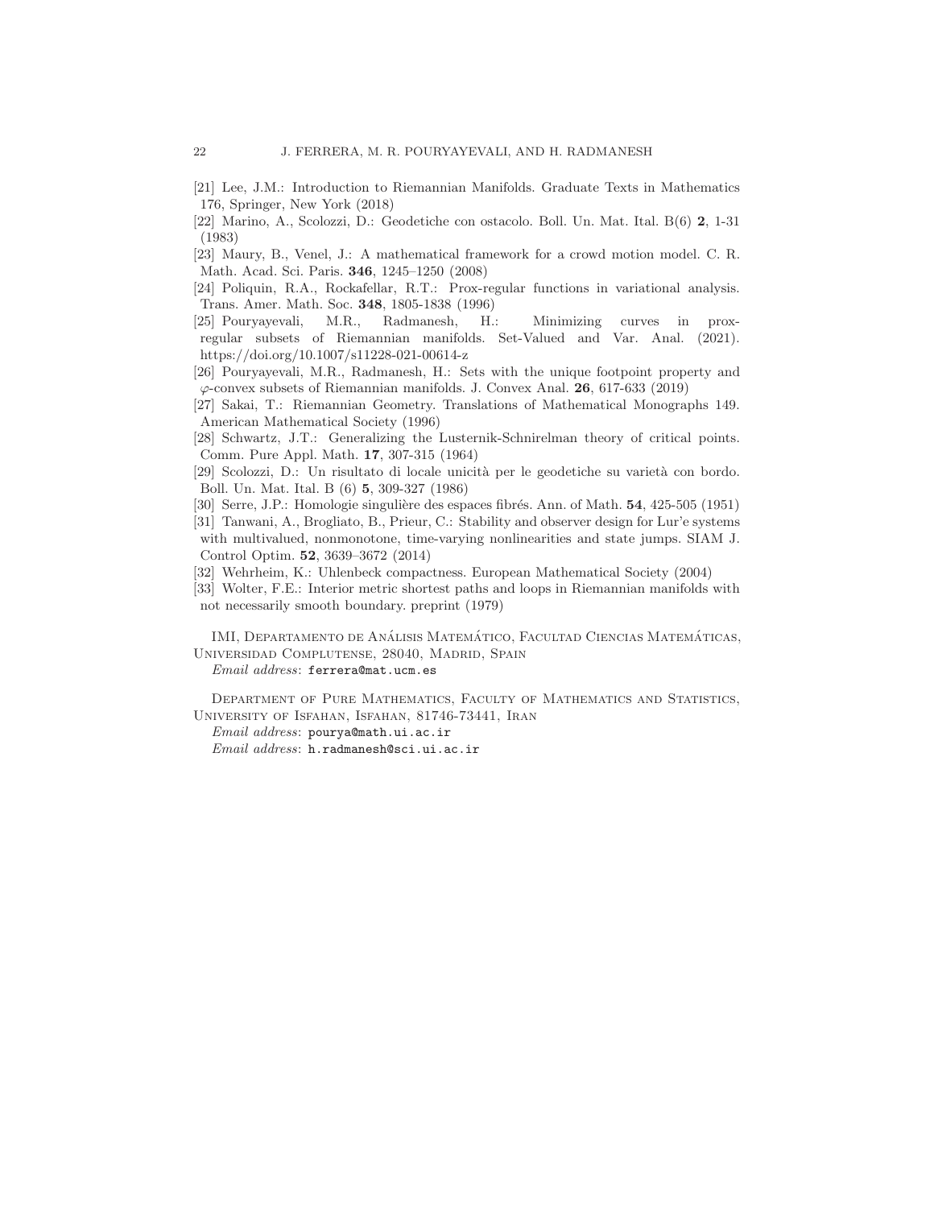[21] Lee, J.M.: Introduction to Riemannian Manifolds. Graduate Texts in Mathematics 176, Springer, New York (2018)

[22] Marino, A., Scolozzi, D.: Geodetiche con ostacolo. Boll. Un. Mat. Ital. B(6) **2**, 1-31 (1983)

[23] Maury, B., Venel, J.: A mathematical framework for a crowd motion model. C. R. Math. Acad. Sci. Paris. **346**, 1245–1250 (2008)

[24] Poliquin, R.A., Rockafellar, R.T.: Prox-regular functions in variational analysis. Trans. Amer. Math. Soc. **348**, 1805-1838 (1996)

[25] Pouryayevali, M.R., Radmanesh, H.: Minimizing curves in prox-regular subsets of Riemannian manifolds. Set-Valued and Var. Anal. (2021). https://doi.org/10.1007/s11228-021-00614-z

[26] Pouryayevali, M.R., Radmanesh, H.: Sets with the unique footpoint property and $\varphi$-convex subsets of Riemannian manifolds. J. Convex Anal. **26**, 617-633 (2019)

[27] Sakai, T.: Riemannian Geometry. Translations of Mathematical Monographs 149. American Mathematical Society (1996)

[28] Schwartz, J.T.: Generalizing the Lusternik-Schnirelman theory of critical points. Comm. Pure Appl. Math. **17**, 307-315 (1964)

[29] Scolozzi, D.: Un risultato di locale unicità per le geodetiche su varietà con bordo. Boll. Un. Mat. Ital. B (6) **5**, 309-327 (1986)

[30] Serre, J.P.: Homologie singulière des espaces fibrés. Ann. of Math. **54**, 425-505 (1951)

[31] Tanwani, A., Brogliato, B., Prieur, C.: Stability and observer design for Lur'e systems with multivalued, nonmonotone, time-varying nonlinearities and state jumps. SIAM J. Control Optim. **52**, 3639–3672 (2014)

[32] Wehrheim, K.: Uhlenbeck compactness. European Mathematical Society (2004)

[33] Wolter, F.E.: Interior metric shortest paths and loops in Riemannian manifolds with not necessarily smooth boundary. preprint (1979)

IMI, Departamento de Análisis Matemático, Facultad Ciencias Matemáticas, Universidad Complutense, 28040, Madrid, Spain

*Email address*: ferrera@mat.ucm.es

Department of Pure Mathematics, Faculty of Mathematics and Statistics, University of Isfahan, Isfahan, 81746-73441, Iran

*Email address*: pourya@math.ui.ac.ir

*Email address*: h.radmanesh@sci.ui.ac.ir